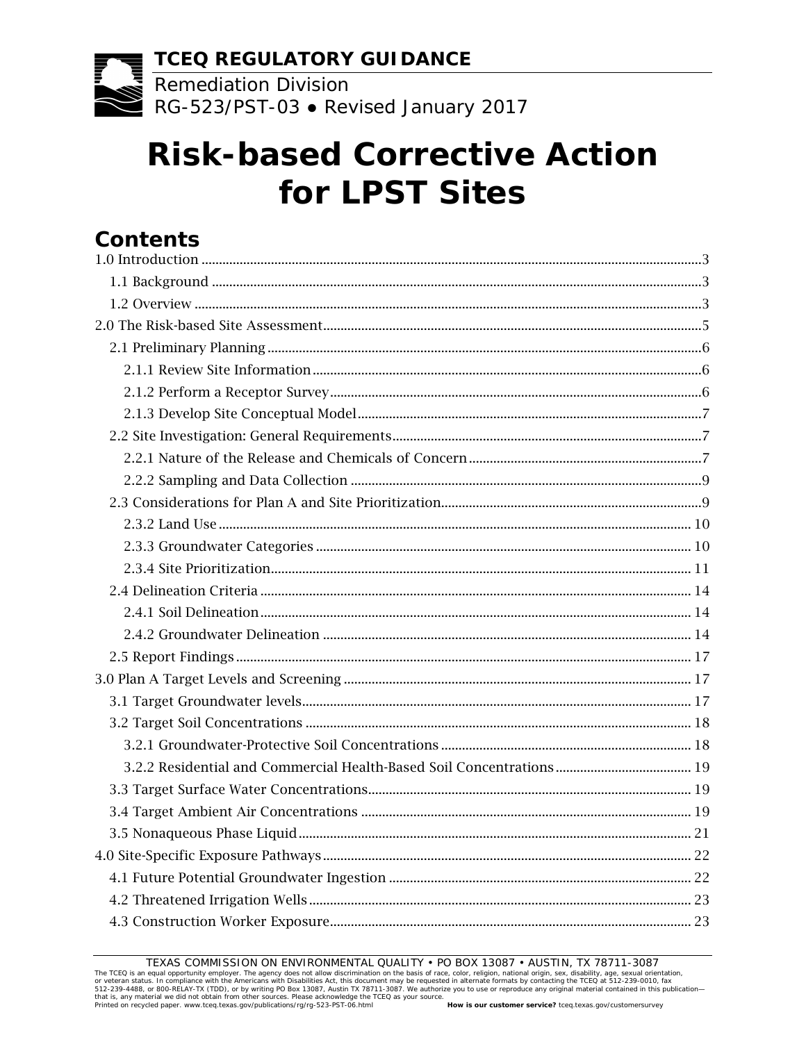**TCEQ REGULATORY GUIDANCE**

Remediation Division

RG-523/PST-03 ● Revised January 2017

# Risk-based Corrective Action for LPST Sites

## Contents

1.0 Introduction ....................................................................................................................................3

1.1 Background ......................................................................................................................................3

1.2 Overview ............................................................................................................................................3

2.0 The Risk-based Site Assessment......................................................................................................5

2.1 Preliminary Planning ........................................................................................................................6

2.1.1 Review Site Information ............................................................................................................6

2.1.2 Perform a Receptor Survey.........................................................................................................6

2.1.3 Develop Site Conceptual Model..................................................................................................7

2.2 Site Investigation: General Requirements.........................................................................................7

2.2.1 Nature of the Release and Chemicals of Concern..........................................................................7

2.2.2 Sampling and Data Collection ....................................................................................................9

2.3 Considerations for Plan A and Site Prioritization...............................................................................9

2.3.2 Land Use .................................................................................................................................. 10

2.3.3 Groundwater Categories ........................................................................................................... 10

2.3.4 Site Prioritization...................................................................................................................... 11

2.4 Delineation Criteria .......................................................................................................................... 14

2.4.1 Soil Delineation......................................................................................................................... 14

2.4.2 Groundwater Delineation .......................................................................................................... 14

2.5 Report Findings ................................................................................................................................. 17

3.0 Plan A Target Levels and Screening ................................................................................................. 17

3.1 Target Groundwater levels.................................................................................................................. 17

3.2 Target Soil Concentrations ................................................................................................................. 18

3.2.1 Groundwater-Protective Soil Concentrations ............................................................................... 18

3.2.2 Residential and Commercial Health-Based Soil Concentrations ..................................................... 19

3.3 Target Surface Water Concentrations.................................................................................................. 19

3.4 Target Ambient Air Concentrations .................................................................................................... 19

3.5 Nonaqueous Phase Liquid .................................................................................................................. 21

4.0 Site-Specific Exposure Pathways ........................................................................................................ 22

4.1 Future Potential Groundwater Ingestion ............................................................................................. 22

4.2 Threatened Irrigation Wells ................................................................................................................ 23

4.3 Construction Worker Exposure............................................................................................................ 23

TEXAS COMMISSION ON ENVIRONMENTAL QUALITY • PO BOX 13087 • AUSTIN, TX 78711-3087

The TCEQ is an equal opportunity employer. The agency does not allow discrimination on the basis of race, color, religion, national origin, sex, disability, age, sexual orientation, or veteran status. In compliance with the Americans with Disabilities Act, this document may be requested in alternate formats by contacting the TCEQ at 512-239-0010, fax 512-239-4488, or 800-RELAY-TX (TDD), or by writing PO Box 13087, Austin TX 78711-3087. We authorize you to use or reproduce any original material contained in this publication—that is, any material we did not obtain from other sources. Please acknowledge the TCEQ as your source.

Printed on recycled paper. www.tceq.texas.gov/publications/rg/rg-523-PST-06.html **How is our customer service?** tceq.texas.gov/customersurvey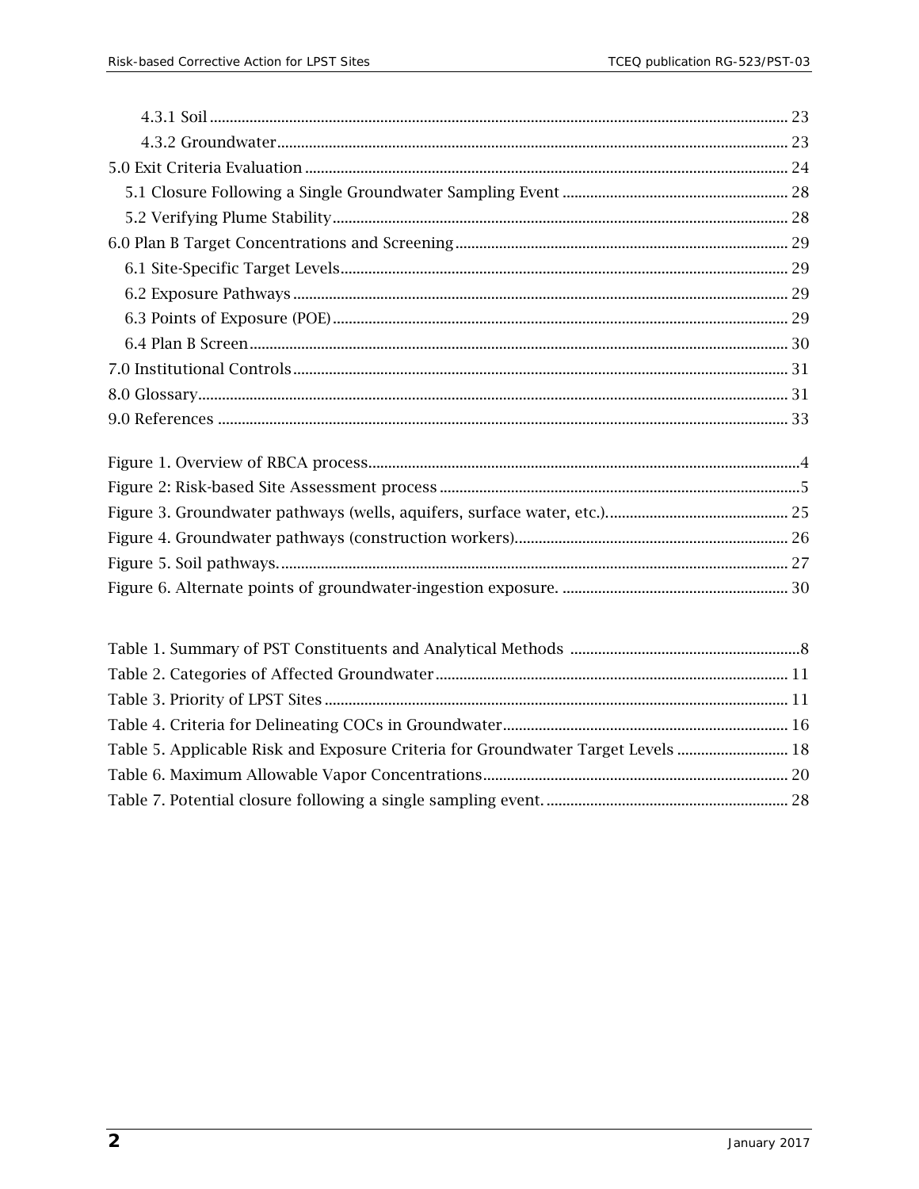4.3.1 Soil ... 23

4.3.2 Groundwater ... 23

5.0 Exit Criteria Evaluation ... 24

5.1 Closure Following a Single Groundwater Sampling Event ... 28

5.2 Verifying Plume Stability ... 28

6.0 Plan B Target Concentrations and Screening ... 29

6.1 Site-Specific Target Levels ... 29

6.2 Exposure Pathways ... 29

6.3 Points of Exposure (POE) ... 29

6.4 Plan B Screen ... 30

7.0 Institutional Controls ... 31

8.0 Glossary ... 31

9.0 References ... 33

Figure 1. Overview of RBCA process ... 4

Figure 2: Risk-based Site Assessment process ... 5

Figure 3. Groundwater pathways (wells, aquifers, surface water, etc.) ... 25

Figure 4. Groundwater pathways (construction workers) ... 26

Figure 5. Soil pathways. ... 27

Figure 6. Alternate points of groundwater-ingestion exposure. ... 30

Table 1. Summary of PST Constituents and Analytical Methods ... 8

Table 2. Categories of Affected Groundwater ... 11

Table 3. Priority of LPST Sites ... 11

Table 4. Criteria for Delineating COCs in Groundwater ... 16

Table 5. Applicable Risk and Exposure Criteria for Groundwater Target Levels ... 18

Table 6. Maximum Allowable Vapor Concentrations ... 20

Table 7. Potential closure following a single sampling event. ... 28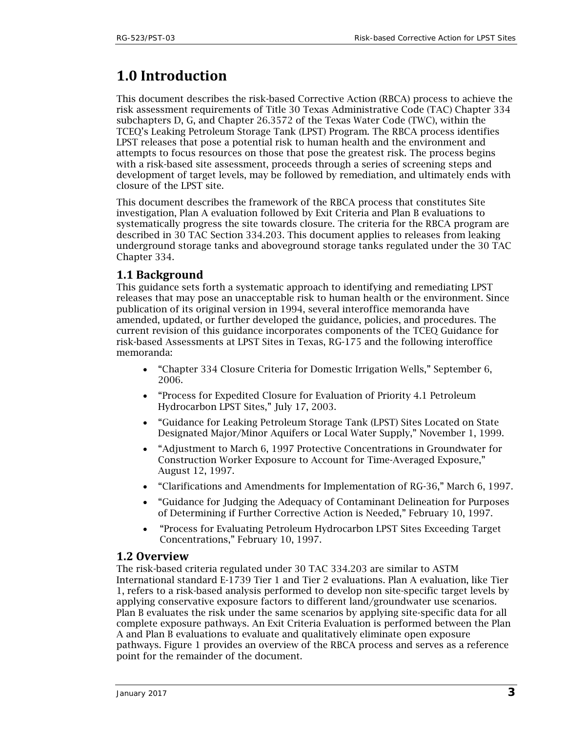# 1.0 Introduction

This document describes the risk-based Corrective Action (RBCA) process to achieve the risk assessment requirements of Title 30 Texas Administrative Code (TAC) Chapter 334 subchapters D, G, and Chapter 26.3572 of the Texas Water Code (TWC), within the TCEQ's Leaking Petroleum Storage Tank (LPST) Program. The RBCA process identifies LPST releases that pose a potential risk to human health and the environment and attempts to focus resources on those that pose the greatest risk. The process begins with a risk-based site assessment, proceeds through a series of screening steps and development of target levels, may be followed by remediation, and ultimately ends with closure of the LPST site.

This document describes the framework of the RBCA process that constitutes Site investigation, Plan A evaluation followed by Exit Criteria and Plan B evaluations to systematically progress the site towards closure. The criteria for the RBCA program are described in 30 TAC Section 334.203. This document applies to releases from leaking underground storage tanks and aboveground storage tanks regulated under the 30 TAC Chapter 334.

## 1.1 Background

This guidance sets forth a systematic approach to identifying and remediating LPST releases that may pose an unacceptable risk to human health or the environment. Since publication of its original version in 1994, several interoffice memoranda have amended, updated, or further developed the guidance, policies, and procedures. The current revision of this guidance incorporates components of the TCEQ Guidance for risk-based Assessments at LPST Sites in Texas, RG-175 and the following interoffice memoranda:

- "Chapter 334 Closure Criteria for Domestic Irrigation Wells," September 6, 2006.
- "Process for Expedited Closure for Evaluation of Priority 4.1 Petroleum Hydrocarbon LPST Sites," July 17, 2003.
- "Guidance for Leaking Petroleum Storage Tank (LPST) Sites Located on State Designated Major/Minor Aquifers or Local Water Supply," November 1, 1999.
- "Adjustment to March 6, 1997 Protective Concentrations in Groundwater for Construction Worker Exposure to Account for Time-Averaged Exposure," August 12, 1997.
- "Clarifications and Amendments for Implementation of RG-36," March 6, 1997.
- "Guidance for Judging the Adequacy of Contaminant Delineation for Purposes of Determining if Further Corrective Action is Needed," February 10, 1997.
- "Process for Evaluating Petroleum Hydrocarbon LPST Sites Exceeding Target Concentrations," February 10, 1997.

## 1.2 Overview

The risk-based criteria regulated under 30 TAC 334.203 are similar to ASTM International standard E-1739 Tier 1 and Tier 2 evaluations. Plan A evaluation, like Tier 1, refers to a risk-based analysis performed to develop non site-specific target levels by applying conservative exposure factors to different land/groundwater use scenarios. Plan B evaluates the risk under the same scenarios by applying site-specific data for all complete exposure pathways. An Exit Criteria Evaluation is performed between the Plan A and Plan B evaluations to evaluate and qualitatively eliminate open exposure pathways. Figure 1 provides an overview of the RBCA process and serves as a reference point for the remainder of the document.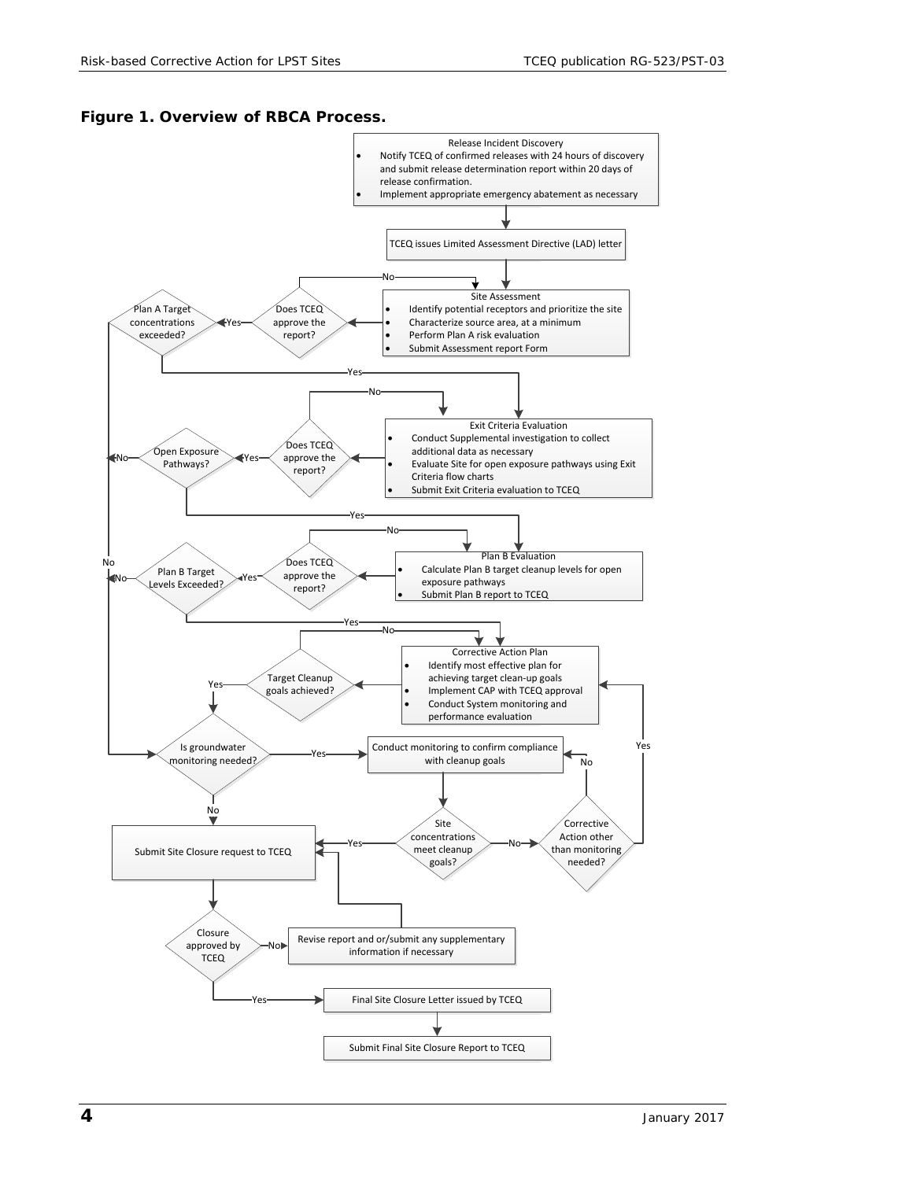**Figure 1. Overview of RBCA Process.**

Release Incident Discovery
- Notify TCEQ of confirmed releases with 24 hours of discovery and submit release determination report within 20 days of release confirmation.
- Implement appropriate emergency abatement as necessary

TCEQ issues Limited Assessment Directive (LAD) letter

Site Assessment
- Identify potential receptors and prioritize the site
- Characterize source area, at a minimum
- Perform Plan A risk evaluation
- Submit Assessment report Form

Does TCEQ approve the report? — No: return to Site Assessment; Yes: Plan A Target concentrations exceeded?

Plan A Target concentrations exceeded? — Yes: Exit Criteria Evaluation; No: Is groundwater monitoring needed?

Exit Criteria Evaluation
- Conduct Supplemental investigation to collect additional data as necessary
- Evaluate Site for open exposure pathways using Exit Criteria flow charts
- Submit Exit Criteria evaluation to TCEQ

Does TCEQ approve the report? — No: return to Exit Criteria Evaluation; Yes: Open Exposure Pathways?

Open Exposure Pathways? — Yes: Plan B Evaluation; No: Is groundwater monitoring needed?

Plan B Evaluation
- Calculate Plan B target cleanup levels for open exposure pathways
- Submit Plan B report to TCEQ

Does TCEQ approve the report? — No: return to Plan B Evaluation; Yes: Plan B Target Levels Exceeded?

Plan B Target Levels Exceeded? — Yes: Corrective Action Plan; No: Is groundwater monitoring needed?

Corrective Action Plan
- Identify most effective plan for achieving target clean-up goals
- Implement CAP with TCEQ approval
- Conduct System monitoring and performance evaluation

Target Cleanup goals achieved? — No: return to Corrective Action Plan; Yes: Is groundwater monitoring needed?

Is groundwater monitoring needed? — Yes: Conduct monitoring to confirm compliance with cleanup goals; No: Submit Site Closure request to TCEQ

Conduct monitoring to confirm compliance with cleanup goals

Site concentrations meet cleanup goals? — Yes: Submit Site Closure request to TCEQ; No: Corrective Action other than monitoring needed?

Corrective Action other than monitoring needed? — Yes: Corrective Action Plan; No: Conduct monitoring to confirm compliance with cleanup goals

Submit Site Closure request to TCEQ

Closure approved by TCEQ — No: Revise report and or/submit any supplementary information if necessary (then return to Submit Site Closure request to TCEQ); Yes: Final Site Closure Letter issued by TCEQ

Final Site Closure Letter issued by TCEQ

Submit Final Site Closure Report to TCEQ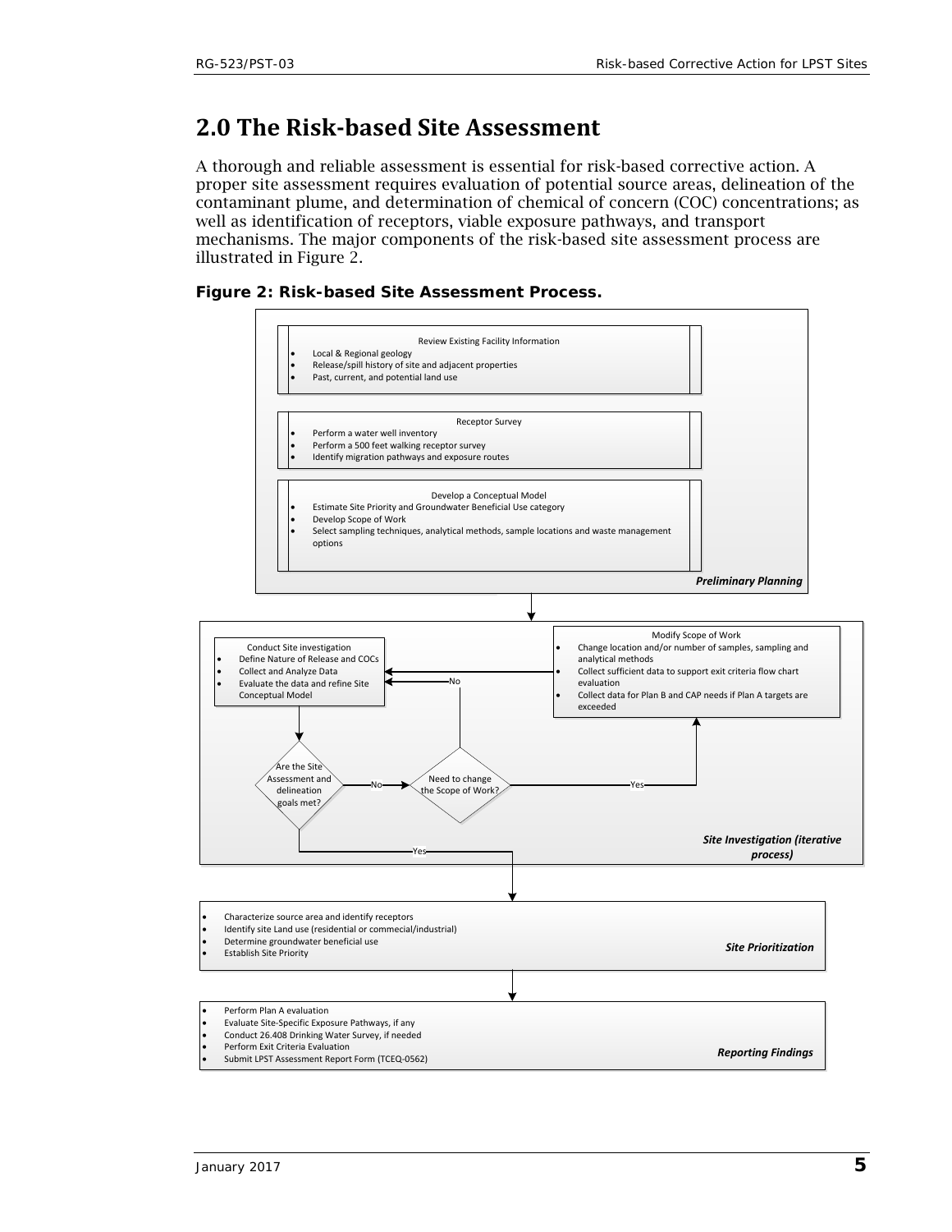## 2.0 The Risk-based Site Assessment

A thorough and reliable assessment is essential for risk-based corrective action. A proper site assessment requires evaluation of potential source areas, delineation of the contaminant plume, and determination of chemical of concern (COC) concentrations; as well as identification of receptors, viable exposure pathways, and transport mechanisms. The major components of the risk-based site assessment process are illustrated in Figure 2.

**Figure 2: Risk-based Site Assessment Process.**

**Preliminary Planning**

Review Existing Facility Information

- Local & Regional geology
- Release/spill history of site and adjacent properties
- Past, current, and potential land use

Receptor Survey

- Perform a water well inventory
- Perform a 500 feet walking receptor survey
- Identify migration pathways and exposure routes

Develop a Conceptual Model

- Estimate Site Priority and Groundwater Beneficial Use category
- Develop Scope of Work
- Select sampling techniques, analytical methods, sample locations and waste management options

**Site Investigation (iterative process)**

Conduct Site investigation

- Define Nature of Release and COCs
- Collect and Analyze Data
- Evaluate the data and refine Site Conceptual Model

Are the Site Assessment and delineation goals met? Yes → Site Prioritization; No → Need to change the Scope of Work?

Need to change the Scope of Work? No → Conduct Site investigation; Yes → Modify Scope of Work

Modify Scope of Work

- Change location and/or number of samples, sampling and analytical methods
- Collect sufficient data to support exit criteria flow chart evaluation
- Collect data for Plan B and CAP needs if Plan A targets are exceeded

**Site Prioritization**

- Characterize source area and identify receptors
- Identify site Land use (residential or commecial/industrial)
- Determine groundwater beneficial use
- Establish Site Priority

**Reporting Findings**

- Perform Plan A evaluation
- Evaluate Site-Specific Exposure Pathways, if any
- Conduct 26.408 Drinking Water Survey, if needed
- Perform Exit Criteria Evaluation
- Submit LPST Assessment Report Form (TCEQ-0562)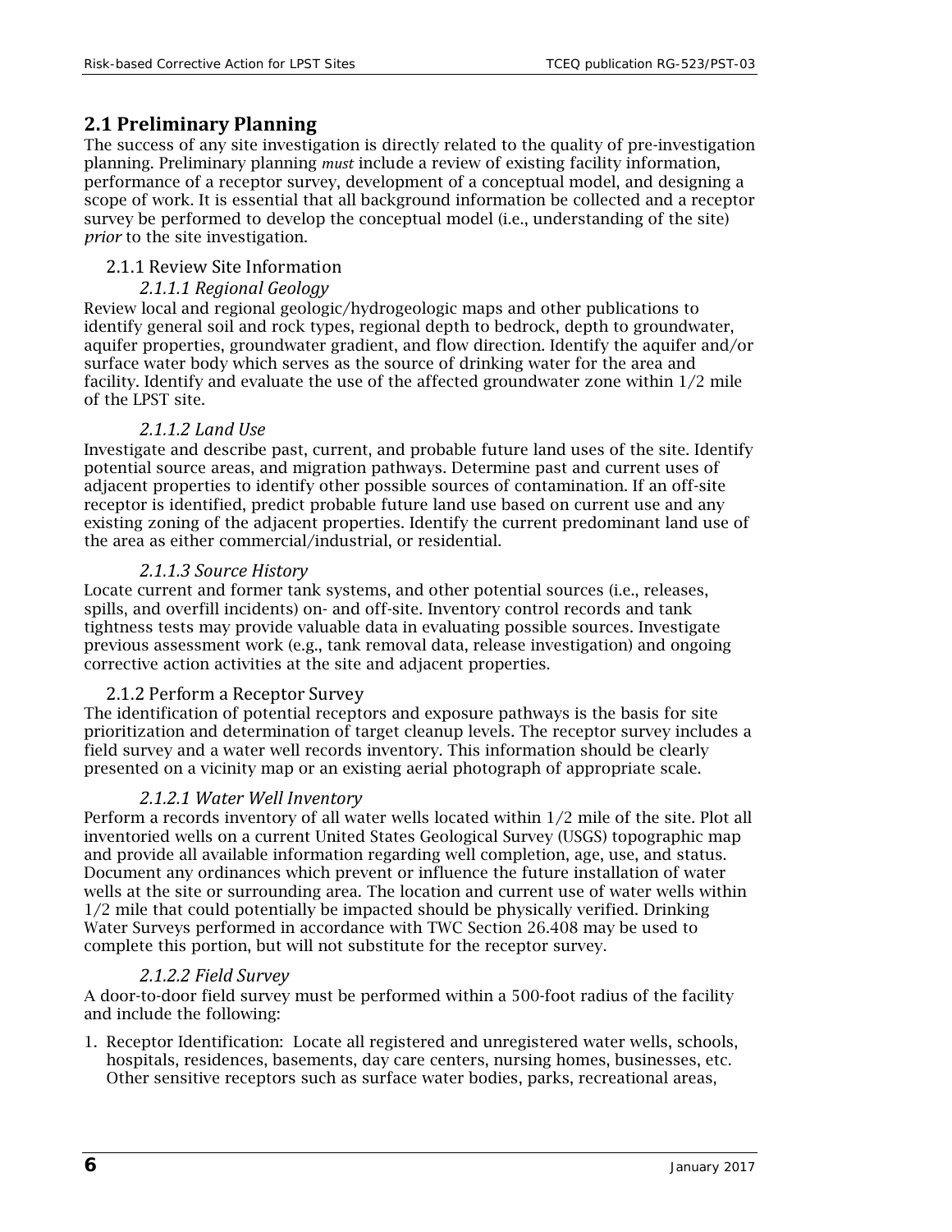## 2.1 Preliminary Planning

The success of any site investigation is directly related to the quality of pre-investigation planning. Preliminary planning *must* include a review of existing facility information, performance of a receptor survey, development of a conceptual model, and designing a scope of work. It is essential that all background information be collected and a receptor survey be performed to develop the conceptual model (i.e., understanding of the site) *prior* to the site investigation.

### 2.1.1 Review Site Information

#### *2.1.1.1 Regional Geology*

Review local and regional geologic/hydrogeologic maps and other publications to identify general soil and rock types, regional depth to bedrock, depth to groundwater, aquifer properties, groundwater gradient, and flow direction. Identify the aquifer and/or surface water body which serves as the source of drinking water for the area and facility. Identify and evaluate the use of the affected groundwater zone within 1/2 mile of the LPST site.

#### *2.1.1.2 Land Use*

Investigate and describe past, current, and probable future land uses of the site. Identify potential source areas, and migration pathways. Determine past and current uses of adjacent properties to identify other possible sources of contamination. If an off-site receptor is identified, predict probable future land use based on current use and any existing zoning of the adjacent properties. Identify the current predominant land use of the area as either commercial/industrial, or residential.

#### *2.1.1.3 Source History*

Locate current and former tank systems, and other potential sources (i.e., releases, spills, and overfill incidents) on- and off-site. Inventory control records and tank tightness tests may provide valuable data in evaluating possible sources. Investigate previous assessment work (e.g., tank removal data, release investigation) and ongoing corrective action activities at the site and adjacent properties.

### 2.1.2 Perform a Receptor Survey

The identification of potential receptors and exposure pathways is the basis for site prioritization and determination of target cleanup levels. The receptor survey includes a field survey and a water well records inventory. This information should be clearly presented on a vicinity map or an existing aerial photograph of appropriate scale.

#### *2.1.2.1 Water Well Inventory*

Perform a records inventory of all water wells located within 1/2 mile of the site. Plot all inventoried wells on a current United States Geological Survey (USGS) topographic map and provide all available information regarding well completion, age, use, and status. Document any ordinances which prevent or influence the future installation of water wells at the site or surrounding area. The location and current use of water wells within 1/2 mile that could potentially be impacted should be physically verified. Drinking Water Surveys performed in accordance with TWC Section 26.408 may be used to complete this portion, but will not substitute for the receptor survey.

#### *2.1.2.2 Field Survey*

A door-to-door field survey must be performed within a 500-foot radius of the facility and include the following:

1. Receptor Identification: Locate all registered and unregistered water wells, schools, hospitals, residences, basements, day care centers, nursing homes, businesses, etc. Other sensitive receptors such as surface water bodies, parks, recreational areas,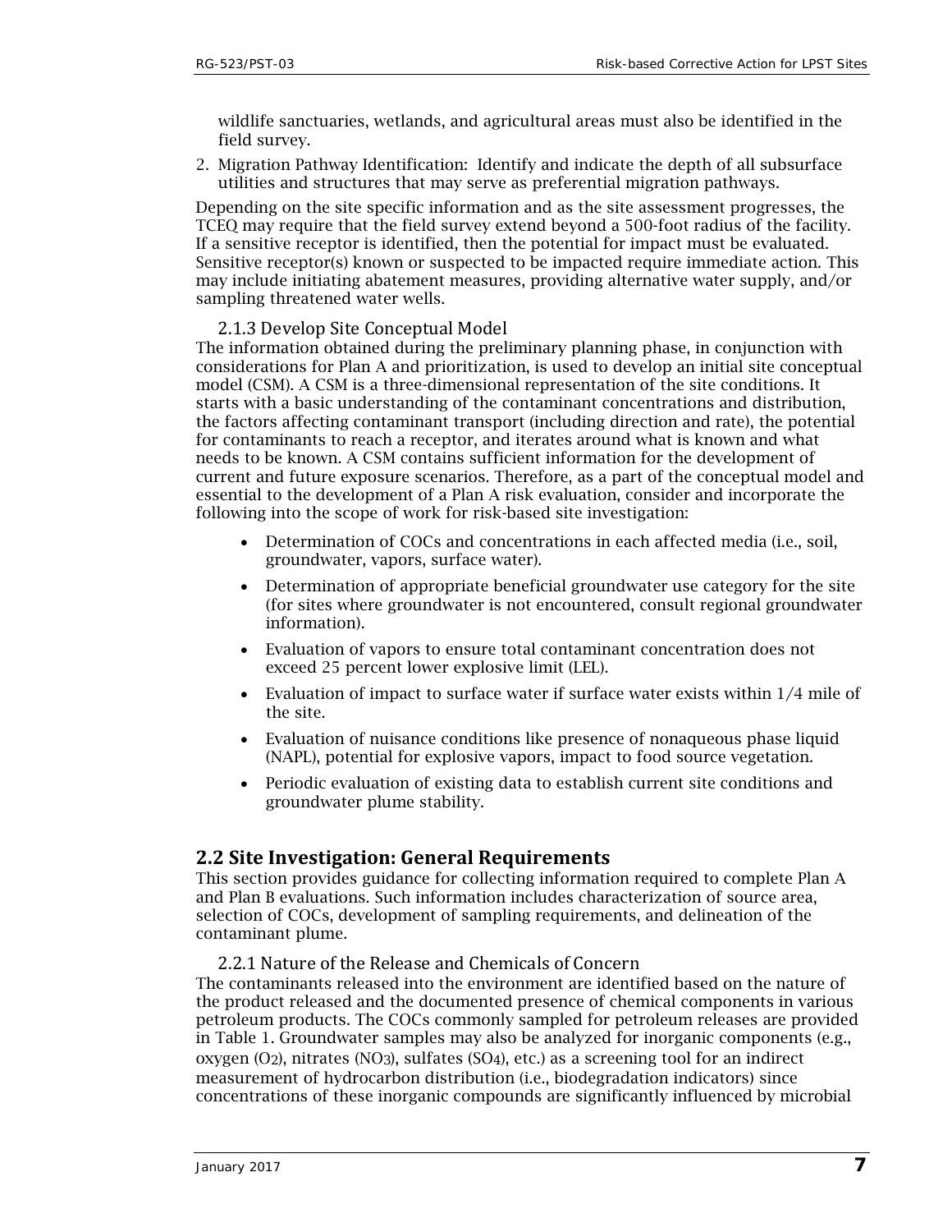wildlife sanctuaries, wetlands, and agricultural areas must also be identified in the field survey.

2. Migration Pathway Identification: Identify and indicate the depth of all subsurface utilities and structures that may serve as preferential migration pathways.

Depending on the site specific information and as the site assessment progresses, the TCEQ may require that the field survey extend beyond a 500-foot radius of the facility. If a sensitive receptor is identified, then the potential for impact must be evaluated. Sensitive receptor(s) known or suspected to be impacted require immediate action. This may include initiating abatement measures, providing alternative water supply, and/or sampling threatened water wells.

### 2.1.3 Develop Site Conceptual Model

The information obtained during the preliminary planning phase, in conjunction with considerations for Plan A and prioritization, is used to develop an initial site conceptual model (CSM). A CSM is a three-dimensional representation of the site conditions. It starts with a basic understanding of the contaminant concentrations and distribution, the factors affecting contaminant transport (including direction and rate), the potential for contaminants to reach a receptor, and iterates around what is known and what needs to be known. A CSM contains sufficient information for the development of current and future exposure scenarios. Therefore, as a part of the conceptual model and essential to the development of a Plan A risk evaluation, consider and incorporate the following into the scope of work for risk-based site investigation:

- Determination of COCs and concentrations in each affected media (i.e., soil, groundwater, vapors, surface water).
- Determination of appropriate beneficial groundwater use category for the site (for sites where groundwater is not encountered, consult regional groundwater information).
- Evaluation of vapors to ensure total contaminant concentration does not exceed 25 percent lower explosive limit (LEL).
- Evaluation of impact to surface water if surface water exists within 1/4 mile of the site.
- Evaluation of nuisance conditions like presence of nonaqueous phase liquid (NAPL), potential for explosive vapors, impact to food source vegetation.
- Periodic evaluation of existing data to establish current site conditions and groundwater plume stability.

## 2.2 Site Investigation: General Requirements

This section provides guidance for collecting information required to complete Plan A and Plan B evaluations. Such information includes characterization of source area, selection of COCs, development of sampling requirements, and delineation of the contaminant plume.

### 2.2.1 Nature of the Release and Chemicals of Concern

The contaminants released into the environment are identified based on the nature of the product released and the documented presence of chemical components in various petroleum products. The COCs commonly sampled for petroleum releases are provided in Table 1. Groundwater samples may also be analyzed for inorganic components (e.g., oxygen ($O_2$), nitrates ($NO_3$), sulfates ($SO_4$), etc.) as a screening tool for an indirect measurement of hydrocarbon distribution (i.e., biodegradation indicators) since concentrations of these inorganic compounds are significantly influenced by microbial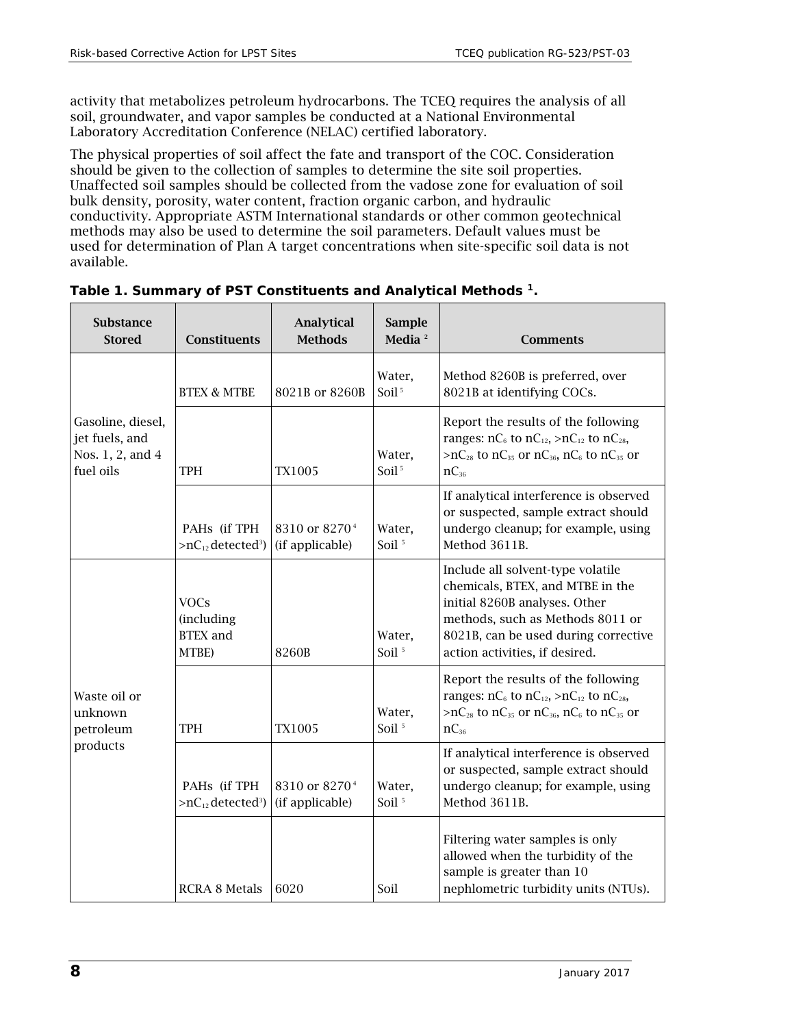activity that metabolizes petroleum hydrocarbons. The TCEQ requires the analysis of all soil, groundwater, and vapor samples be conducted at a National Environmental Laboratory Accreditation Conference (NELAC) certified laboratory.

The physical properties of soil affect the fate and transport of the COC. Consideration should be given to the collection of samples to determine the site soil properties. Unaffected soil samples should be collected from the vadose zone for evaluation of soil bulk density, porosity, water content, fraction organic carbon, and hydraulic conductivity. Appropriate ASTM International standards or other common geotechnical methods may also be used to determine the soil parameters. Default values must be used for determination of Plan A target concentrations when site-specific soil data is not available.

**Table 1. Summary of PST Constituents and Analytical Methods [1].**

| Substance Stored | Constituents | Analytical Methods | Sample Media [2] | Comments |
|---|---|---|---|---|
| Gasoline, diesel, jet fuels, and Nos. 1, 2, and 4 fuel oils | BTEX & MTBE | 8021B or 8260B | Water, Soil [5] | Method 8260B is preferred, over 8021B at identifying COCs. |
| | TPH | TX1005 | Water, Soil [5] | Report the results of the following ranges: $nC_6$ to $nC_{12}$, $>nC_{12}$ to $nC_{28}$, $>nC_{28}$ to $nC_{35}$ or $nC_{36}$, $nC_6$ to $nC_{35}$ or $nC_{36}$ |
| | PAHs (if TPH $>nC_{12}$ detected[3]) | 8310 or 8270 [4] (if applicable) | Water, Soil [5] | If analytical interference is observed or suspected, sample extract should undergo cleanup; for example, using Method 3611B. |
| Waste oil or unknown petroleum products | VOCs (including BTEX and MTBE) | 8260B | Water, Soil [5] | Include all solvent-type volatile chemicals, BTEX, and MTBE in the initial 8260B analyses. Other methods, such as Methods 8011 or 8021B, can be used during corrective action activities, if desired. |
| | TPH | TX1005 | Water, Soil [5] | Report the results of the following ranges: $nC_6$ to $nC_{12}$, $>nC_{12}$ to $nC_{28}$, $>nC_{28}$ to $nC_{35}$ or $nC_{36}$, $nC_6$ to $nC_{35}$ or $nC_{36}$ |
| | PAHs (if TPH $>nC_{12}$ detected[3]) | 8310 or 8270 [4] (if applicable) | Water, Soil [5] | If analytical interference is observed or suspected, sample extract should undergo cleanup; for example, using Method 3611B. |
| | RCRA 8 Metals | 6020 | Soil | Filtering water samples is only allowed when the turbidity of the sample is greater than 10 nephlometric turbidity units (NTUs). |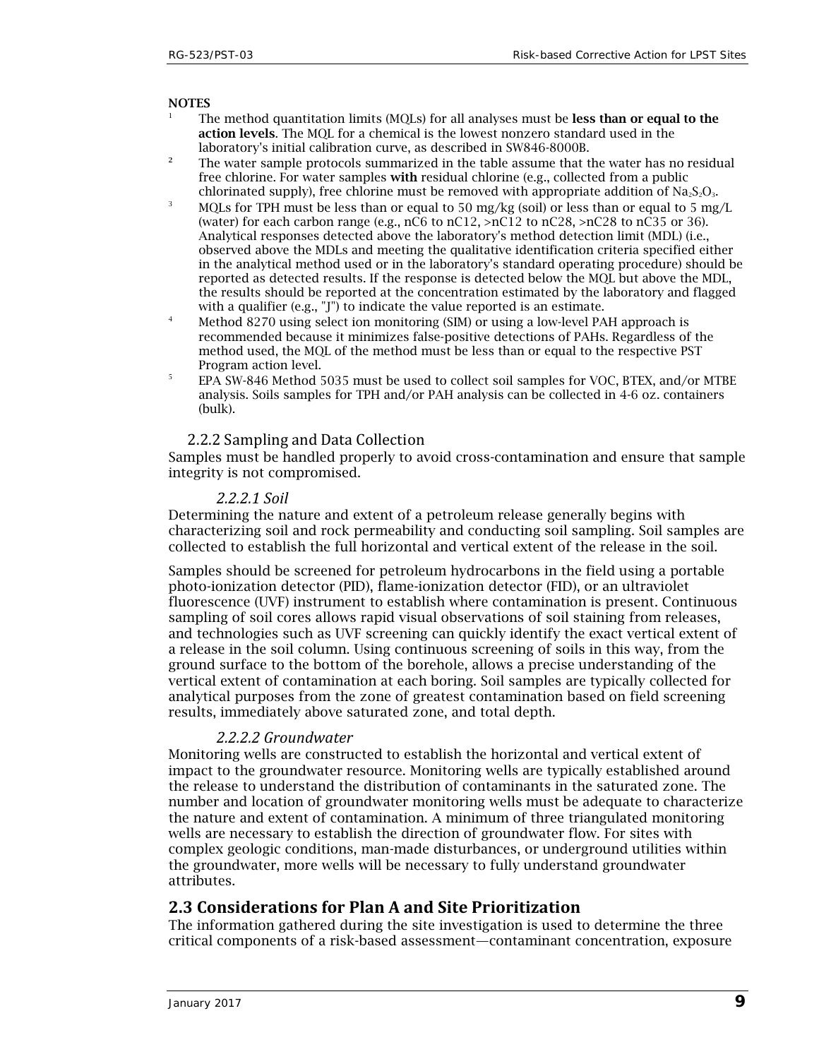**NOTES**

1. The method quantitation limits (MQLs) for all analyses must be **less than or equal to the action levels**. The MQL for a chemical is the lowest nonzero standard used in the laboratory's initial calibration curve, as described in SW846-8000B.
2. The water sample protocols summarized in the table assume that the water has no residual free chlorine. For water samples **with** residual chlorine (e.g., collected from a public chlorinated supply), free chlorine must be removed with appropriate addition of $Na_2S_2O_3$.
3. MQLs for TPH must be less than or equal to 50 mg/kg (soil) or less than or equal to 5 mg/L (water) for each carbon range (e.g., nC6 to nC12, >nC12 to nC28, >nC28 to nC35 or 36). Analytical responses detected above the laboratory's method detection limit (MDL) (i.e., observed above the MDLs and meeting the qualitative identification criteria specified either in the analytical method used or in the laboratory's standard operating procedure) should be reported as detected results. If the response is detected below the MQL but above the MDL, the results should be reported at the concentration estimated by the laboratory and flagged with a qualifier (e.g., "J") to indicate the value reported is an estimate.
4. Method 8270 using select ion monitoring (SIM) or using a low-level PAH approach is recommended because it minimizes false-positive detections of PAHs. Regardless of the method used, the MQL of the method must be less than or equal to the respective PST Program action level.
5. EPA SW-846 Method 5035 must be used to collect soil samples for VOC, BTEX, and/or MTBE analysis. Soils samples for TPH and/or PAH analysis can be collected in 4-6 oz. containers (bulk).

### 2.2.2 Sampling and Data Collection

Samples must be handled properly to avoid cross-contamination and ensure that sample integrity is not compromised.

#### *2.2.2.1 Soil*

Determining the nature and extent of a petroleum release generally begins with characterizing soil and rock permeability and conducting soil sampling. Soil samples are collected to establish the full horizontal and vertical extent of the release in the soil.

Samples should be screened for petroleum hydrocarbons in the field using a portable photo-ionization detector (PID), flame-ionization detector (FID), or an ultraviolet fluorescence (UVF) instrument to establish where contamination is present. Continuous sampling of soil cores allows rapid visual observations of soil staining from releases, and technologies such as UVF screening can quickly identify the exact vertical extent of a release in the soil column. Using continuous screening of soils in this way, from the ground surface to the bottom of the borehole, allows a precise understanding of the vertical extent of contamination at each boring. Soil samples are typically collected for analytical purposes from the zone of greatest contamination based on field screening results, immediately above saturated zone, and total depth.

#### *2.2.2.2 Groundwater*

Monitoring wells are constructed to establish the horizontal and vertical extent of impact to the groundwater resource. Monitoring wells are typically established around the release to understand the distribution of contaminants in the saturated zone. The number and location of groundwater monitoring wells must be adequate to characterize the nature and extent of contamination. A minimum of three triangulated monitoring wells are necessary to establish the direction of groundwater flow. For sites with complex geologic conditions, man-made disturbances, or underground utilities within the groundwater, more wells will be necessary to fully understand groundwater attributes.

## 2.3 Considerations for Plan A and Site Prioritization

The information gathered during the site investigation is used to determine the three critical components of a risk-based assessment—contaminant concentration, exposure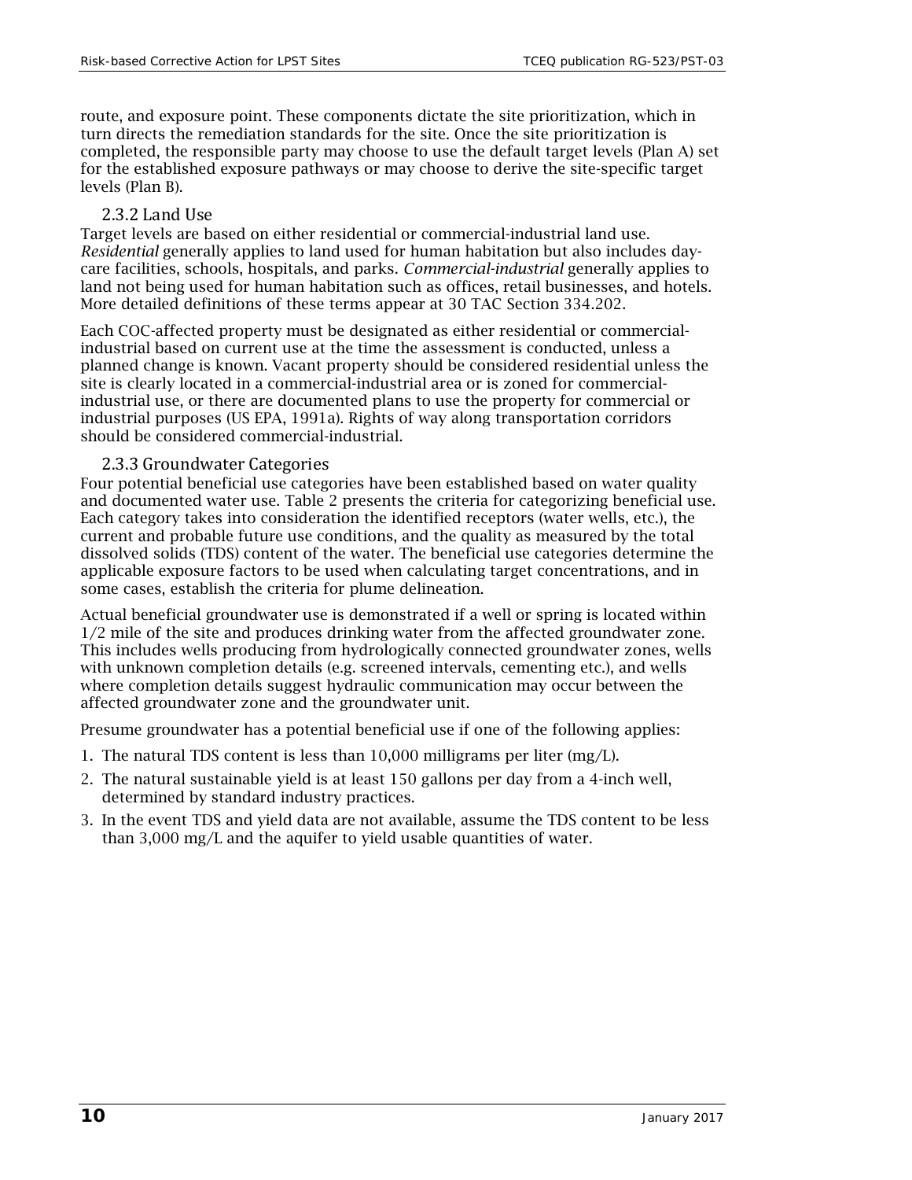route, and exposure point. These components dictate the site prioritization, which in turn directs the remediation standards for the site. Once the site prioritization is completed, the responsible party may choose to use the default target levels (Plan A) set for the established exposure pathways or may choose to derive the site-specific target levels (Plan B).

### 2.3.2 Land Use

Target levels are based on either residential or commercial-industrial land use. *Residential* generally applies to land used for human habitation but also includes day-care facilities, schools, hospitals, and parks. *Commercial-industrial* generally applies to land not being used for human habitation such as offices, retail businesses, and hotels. More detailed definitions of these terms appear at 30 TAC Section 334.202.

Each COC-affected property must be designated as either residential or commercial-industrial based on current use at the time the assessment is conducted, unless a planned change is known. Vacant property should be considered residential unless the site is clearly located in a commercial-industrial area or is zoned for commercial-industrial use, or there are documented plans to use the property for commercial or industrial purposes (US EPA, 1991a). Rights of way along transportation corridors should be considered commercial-industrial.

### 2.3.3 Groundwater Categories

Four potential beneficial use categories have been established based on water quality and documented water use. Table 2 presents the criteria for categorizing beneficial use. Each category takes into consideration the identified receptors (water wells, etc.), the current and probable future use conditions, and the quality as measured by the total dissolved solids (TDS) content of the water. The beneficial use categories determine the applicable exposure factors to be used when calculating target concentrations, and in some cases, establish the criteria for plume delineation.

Actual beneficial groundwater use is demonstrated if a well or spring is located within 1/2 mile of the site and produces drinking water from the affected groundwater zone. This includes wells producing from hydrologically connected groundwater zones, wells with unknown completion details (e.g. screened intervals, cementing etc.), and wells where completion details suggest hydraulic communication may occur between the affected groundwater zone and the groundwater unit.

Presume groundwater has a potential beneficial use if one of the following applies:

1. The natural TDS content is less than 10,000 milligrams per liter (mg/L).
2. The natural sustainable yield is at least 150 gallons per day from a 4-inch well, determined by standard industry practices.
3. In the event TDS and yield data are not available, assume the TDS content to be less than 3,000 mg/L and the aquifer to yield usable quantities of water.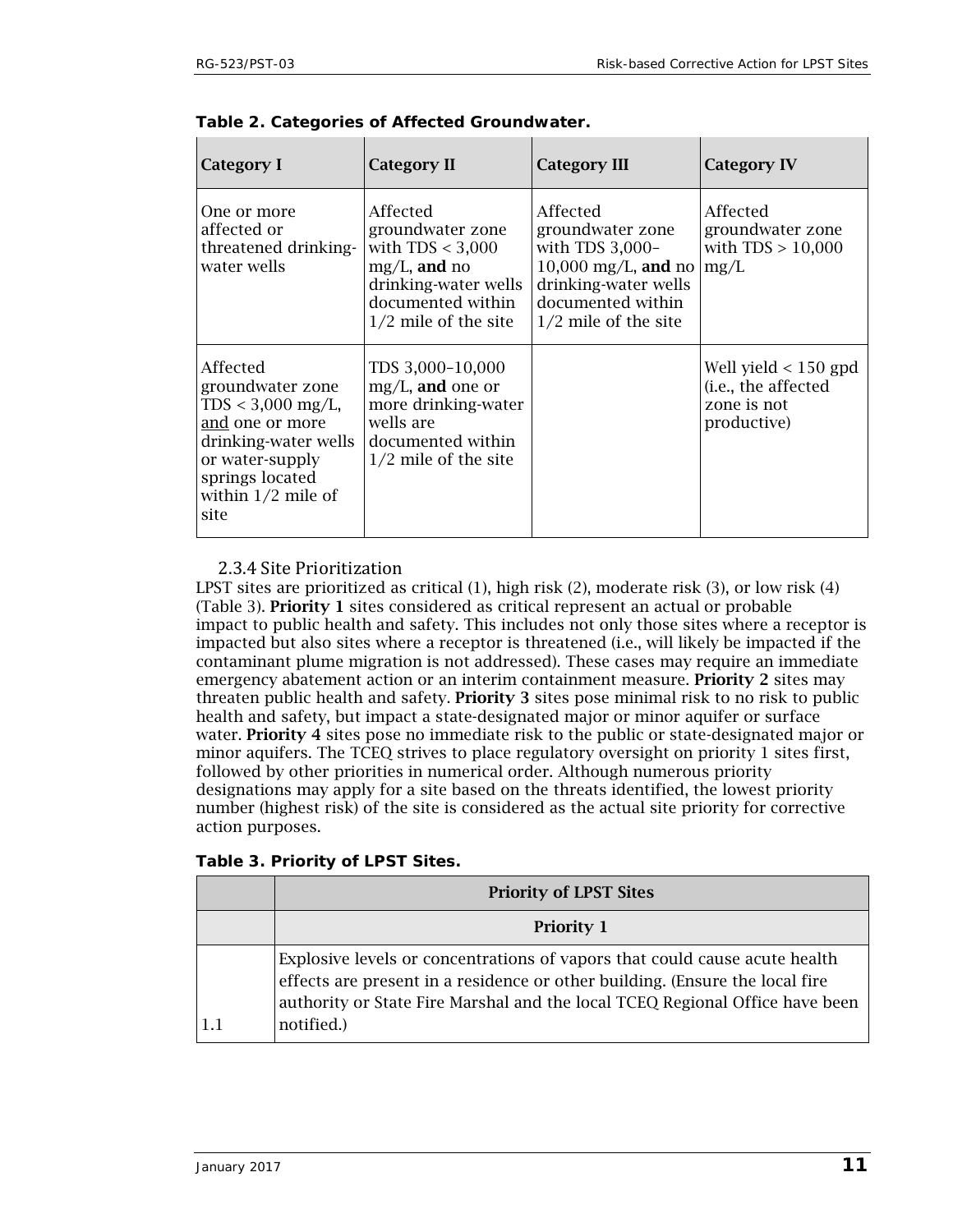**Table 2. Categories of Affected Groundwater.**

| Category I | Category II | Category III | Category IV |
|---|---|---|---|
| One or more affected or threatened drinking-water wells | Affected groundwater zone with TDS < 3,000 mg/L, **and** no drinking-water wells documented within 1/2 mile of the site | Affected groundwater zone with TDS 3,000–10,000 mg/L, **and** no drinking-water wells documented within 1/2 mile of the site | Affected groundwater zone with TDS > 10,000 mg/L |
| Affected groundwater zone TDS < 3,000 mg/L, and one or more drinking-water wells or water-supply springs located within 1/2 mile of site | TDS 3,000–10,000 mg/L, **and** one or more drinking-water wells are documented within 1/2 mile of the site | | Well yield < 150 gpd (i.e., the affected zone is not productive) |

### 2.3.4 Site Prioritization

LPST sites are prioritized as critical (1), high risk (2), moderate risk (3), or low risk (4) (Table 3). **Priority 1** sites considered as critical represent an actual or probable impact to public health and safety. This includes not only those sites where a receptor is impacted but also sites where a receptor is threatened (i.e., will likely be impacted if the contaminant plume migration is not addressed). These cases may require an immediate emergency abatement action or an interim containment measure. **Priority 2** sites may threaten public health and safety. **Priority 3** sites pose minimal risk to no risk to public health and safety, but impact a state-designated major or minor aquifer or surface water. **Priority 4** sites pose no immediate risk to the public or state-designated major or minor aquifers. The TCEQ strives to place regulatory oversight on priority 1 sites first, followed by other priorities in numerical order. Although numerous priority designations may apply for a site based on the threats identified, the lowest priority number (highest risk) of the site is considered as the actual site priority for corrective action purposes.

**Table 3. Priority of LPST Sites.**

| | Priority of LPST Sites |
|---|---|
| | **Priority 1** |
| 1.1 | Explosive levels or concentrations of vapors that could cause acute health effects are present in a residence or other building. (Ensure the local fire authority or State Fire Marshal and the local TCEQ Regional Office have been notified.) |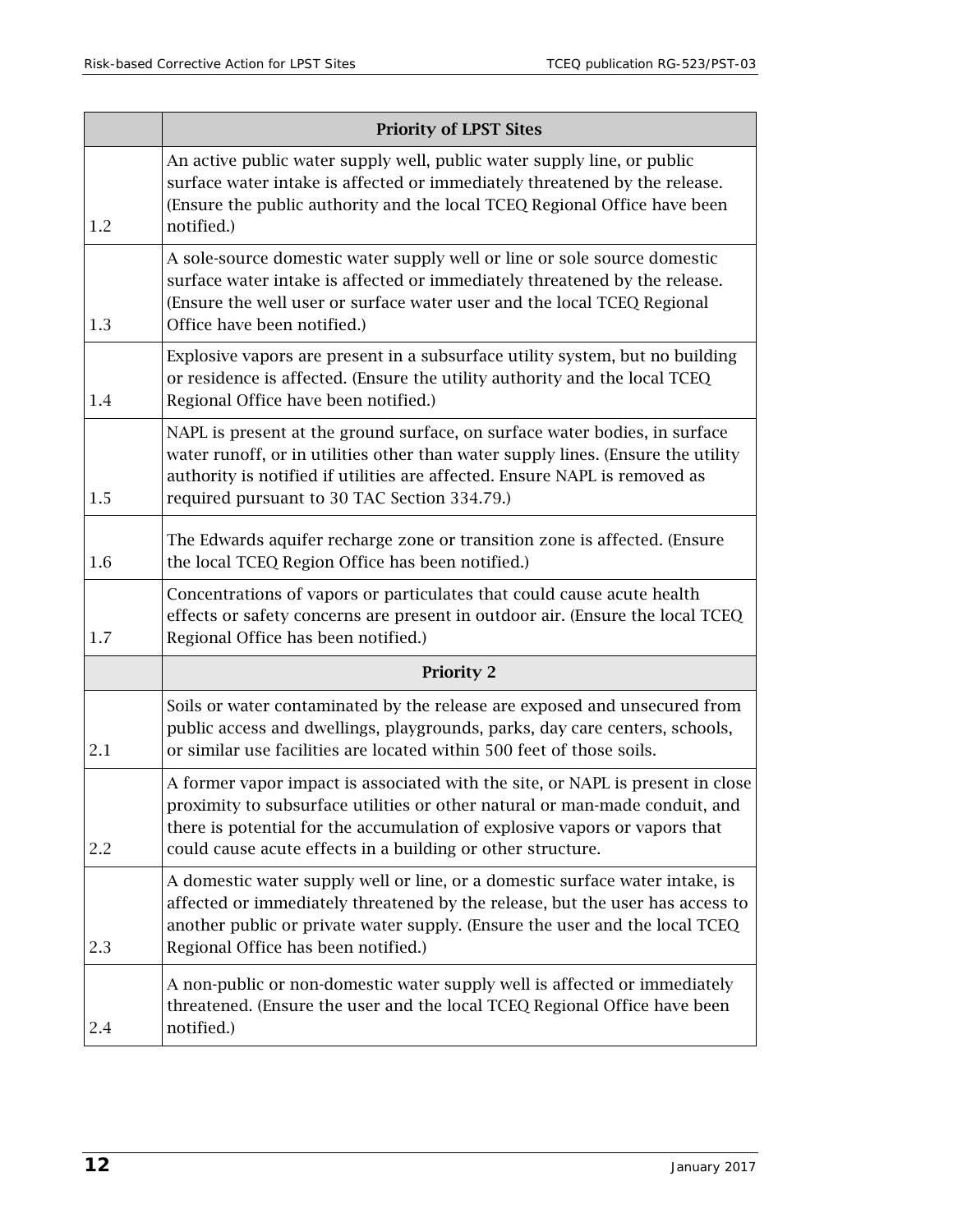| | Priority of LPST Sites |
|---|---|
| 1.2 | An active public water supply well, public water supply line, or public surface water intake is affected or immediately threatened by the release. (Ensure the public authority and the local TCEQ Regional Office have been notified.) |
| 1.3 | A sole-source domestic water supply well or line or sole source domestic surface water intake is affected or immediately threatened by the release. (Ensure the well user or surface water user and the local TCEQ Regional Office have been notified.) |
| 1.4 | Explosive vapors are present in a subsurface utility system, but no building or residence is affected. (Ensure the utility authority and the local TCEQ Regional Office have been notified.) |
| 1.5 | NAPL is present at the ground surface, on surface water bodies, in surface water runoff, or in utilities other than water supply lines. (Ensure the utility authority is notified if utilities are affected. Ensure NAPL is removed as required pursuant to 30 TAC Section 334.79.) |
| 1.6 | The Edwards aquifer recharge zone or transition zone is affected. (Ensure the local TCEQ Region Office has been notified.) |
| 1.7 | Concentrations of vapors or particulates that could cause acute health effects or safety concerns are present in outdoor air. (Ensure the local TCEQ Regional Office has been notified.) |
| | **Priority 2** |
| 2.1 | Soils or water contaminated by the release are exposed and unsecured from public access and dwellings, playgrounds, parks, day care centers, schools, or similar use facilities are located within 500 feet of those soils. |
| 2.2 | A former vapor impact is associated with the site, or NAPL is present in close proximity to subsurface utilities or other natural or man-made conduit, and there is potential for the accumulation of explosive vapors or vapors that could cause acute effects in a building or other structure. |
| 2.3 | A domestic water supply well or line, or a domestic surface water intake, is affected or immediately threatened by the release, but the user has access to another public or private water supply. (Ensure the user and the local TCEQ Regional Office has been notified.) |
| 2.4 | A non-public or non-domestic water supply well is affected or immediately threatened. (Ensure the user and the local TCEQ Regional Office have been notified.) |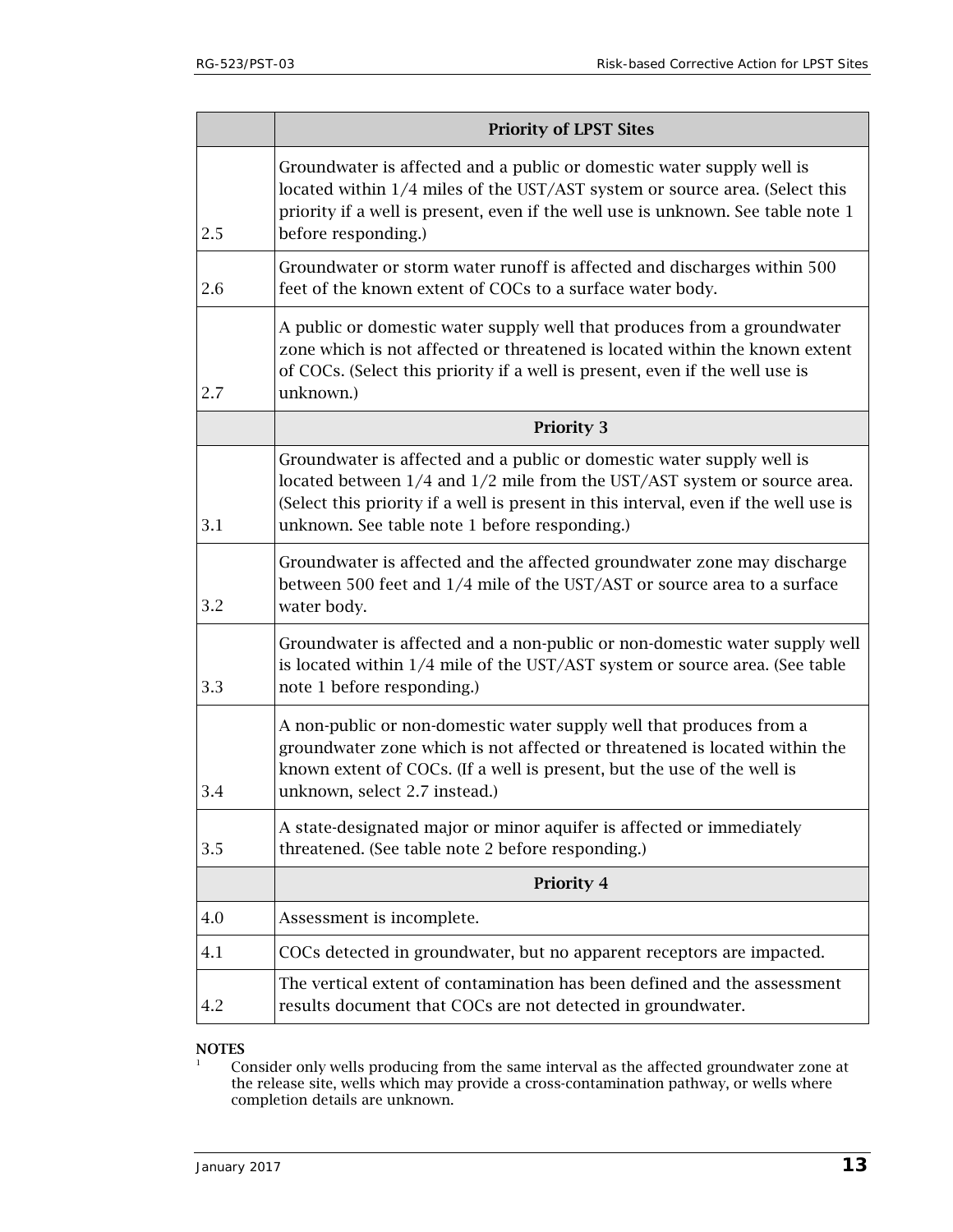| | Priority of LPST Sites |
|---|---|
| 2.5 | Groundwater is affected and a public or domestic water supply well is located within 1/4 miles of the UST/AST system or source area. (Select this priority if a well is present, even if the well use is unknown. See table note 1 before responding.) |
| 2.6 | Groundwater or storm water runoff is affected and discharges within 500 feet of the known extent of COCs to a surface water body. |
| 2.7 | A public or domestic water supply well that produces from a groundwater zone which is not affected or threatened is located within the known extent of COCs. (Select this priority if a well is present, even if the well use is unknown.) |
| | **Priority 3** |
| 3.1 | Groundwater is affected and a public or domestic water supply well is located between 1/4 and 1/2 mile from the UST/AST system or source area. (Select this priority if a well is present in this interval, even if the well use is unknown. See table note 1 before responding.) |
| 3.2 | Groundwater is affected and the affected groundwater zone may discharge between 500 feet and 1/4 mile of the UST/AST or source area to a surface water body. |
| 3.3 | Groundwater is affected and a non-public or non-domestic water supply well is located within 1/4 mile of the UST/AST system or source area. (See table note 1 before responding.) |
| 3.4 | A non-public or non-domestic water supply well that produces from a groundwater zone which is not affected or threatened is located within the known extent of COCs. (If a well is present, but the use of the well is unknown, select 2.7 instead.) |
| 3.5 | A state-designated major or minor aquifer is affected or immediately threatened. (See table note 2 before responding.) |
| | **Priority 4** |
| 4.0 | Assessment is incomplete. |
| 4.1 | COCs detected in groundwater, but no apparent receptors are impacted. |
| 4.2 | The vertical extent of contamination has been defined and the assessment results document that COCs are not detected in groundwater. |

**NOTES**

[1] Consider only wells producing from the same interval as the affected groundwater zone at the release site, wells which may provide a cross-contamination pathway, or wells where completion details are unknown.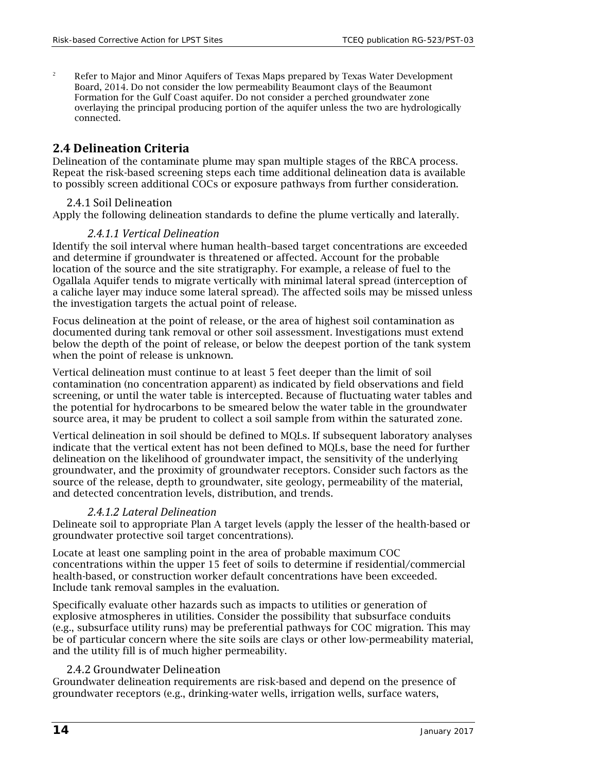[2] Refer to Major and Minor Aquifers of Texas Maps prepared by Texas Water Development Board, 2014. Do not consider the low permeability Beaumont clays of the Beaumont Formation for the Gulf Coast aquifer. Do not consider a perched groundwater zone overlaying the principal producing portion of the aquifer unless the two are hydrologically connected.

## 2.4 Delineation Criteria

Delineation of the contaminate plume may span multiple stages of the RBCA process. Repeat the risk-based screening steps each time additional delineation data is available to possibly screen additional COCs or exposure pathways from further consideration.

### 2.4.1 Soil Delineation

Apply the following delineation standards to define the plume vertically and laterally.

#### *2.4.1.1 Vertical Delineation*

Identify the soil interval where human health–based target concentrations are exceeded and determine if groundwater is threatened or affected. Account for the probable location of the source and the site stratigraphy. For example, a release of fuel to the Ogallala Aquifer tends to migrate vertically with minimal lateral spread (interception of a caliche layer may induce some lateral spread). The affected soils may be missed unless the investigation targets the actual point of release.

Focus delineation at the point of release, or the area of highest soil contamination as documented during tank removal or other soil assessment. Investigations must extend below the depth of the point of release, or below the deepest portion of the tank system when the point of release is unknown.

Vertical delineation must continue to at least 5 feet deeper than the limit of soil contamination (no concentration apparent) as indicated by field observations and field screening, or until the water table is intercepted. Because of fluctuating water tables and the potential for hydrocarbons to be smeared below the water table in the groundwater source area, it may be prudent to collect a soil sample from within the saturated zone.

Vertical delineation in soil should be defined to MQLs. If subsequent laboratory analyses indicate that the vertical extent has not been defined to MQLs, base the need for further delineation on the likelihood of groundwater impact, the sensitivity of the underlying groundwater, and the proximity of groundwater receptors. Consider such factors as the source of the release, depth to groundwater, site geology, permeability of the material, and detected concentration levels, distribution, and trends.

#### *2.4.1.2 Lateral Delineation*

Delineate soil to appropriate Plan A target levels (apply the lesser of the health-based or groundwater protective soil target concentrations).

Locate at least one sampling point in the area of probable maximum COC concentrations within the upper 15 feet of soils to determine if residential/commercial health-based, or construction worker default concentrations have been exceeded. Include tank removal samples in the evaluation.

Specifically evaluate other hazards such as impacts to utilities or generation of explosive atmospheres in utilities. Consider the possibility that subsurface conduits (e.g., subsurface utility runs) may be preferential pathways for COC migration. This may be of particular concern where the site soils are clays or other low-permeability material, and the utility fill is of much higher permeability.

### 2.4.2 Groundwater Delineation

Groundwater delineation requirements are risk-based and depend on the presence of groundwater receptors (e.g., drinking-water wells, irrigation wells, surface waters,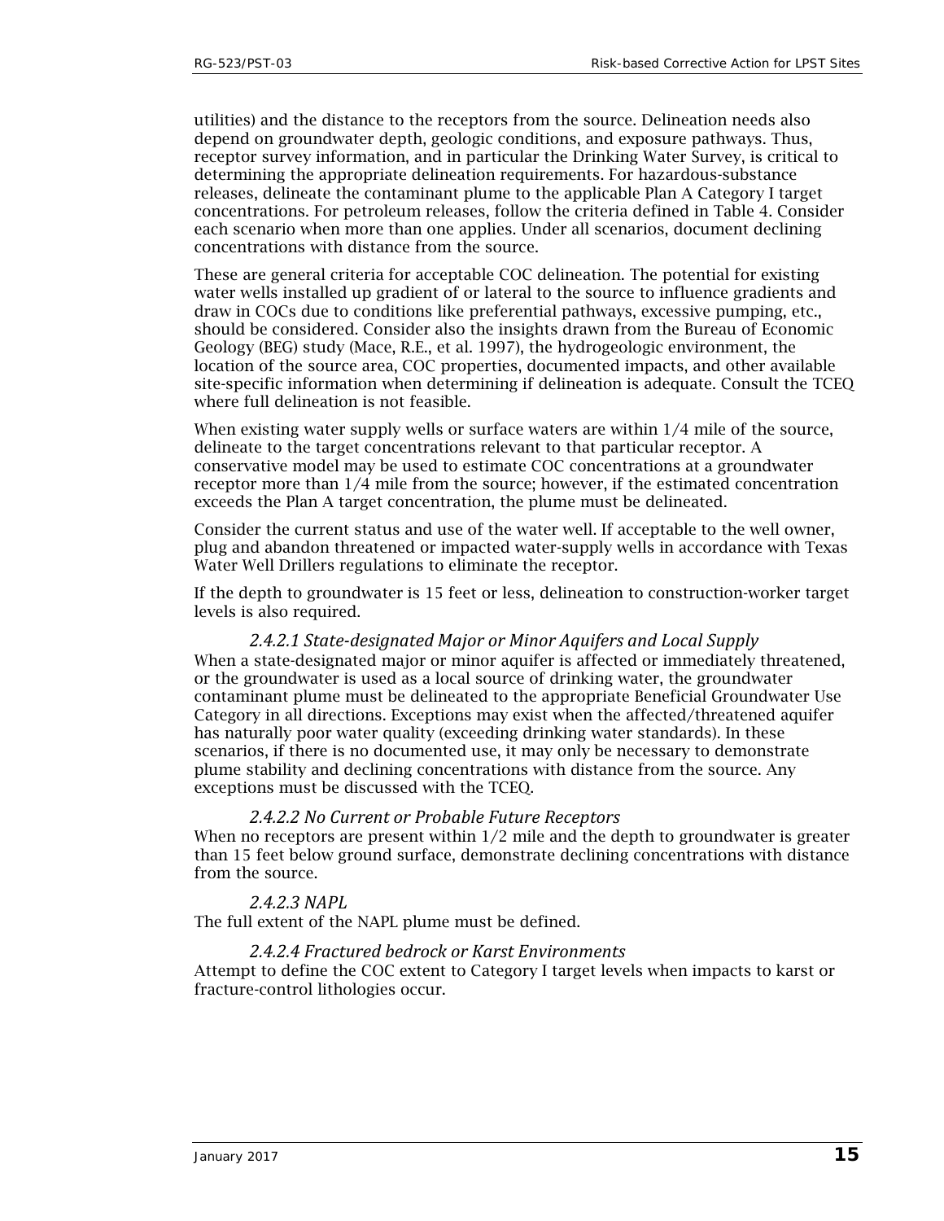utilities) and the distance to the receptors from the source. Delineation needs also depend on groundwater depth, geologic conditions, and exposure pathways. Thus, receptor survey information, and in particular the Drinking Water Survey, is critical to determining the appropriate delineation requirements. For hazardous-substance releases, delineate the contaminant plume to the applicable Plan A Category I target concentrations. For petroleum releases, follow the criteria defined in Table 4. Consider each scenario when more than one applies. Under all scenarios, document declining concentrations with distance from the source.

These are general criteria for acceptable COC delineation. The potential for existing water wells installed up gradient of or lateral to the source to influence gradients and draw in COCs due to conditions like preferential pathways, excessive pumping, etc., should be considered. Consider also the insights drawn from the Bureau of Economic Geology (BEG) study (Mace, R.E., et al. 1997), the hydrogeologic environment, the location of the source area, COC properties, documented impacts, and other available site-specific information when determining if delineation is adequate. Consult the TCEQ where full delineation is not feasible.

When existing water supply wells or surface waters are within 1/4 mile of the source, delineate to the target concentrations relevant to that particular receptor. A conservative model may be used to estimate COC concentrations at a groundwater receptor more than 1/4 mile from the source; however, if the estimated concentration exceeds the Plan A target concentration, the plume must be delineated.

Consider the current status and use of the water well. If acceptable to the well owner, plug and abandon threatened or impacted water-supply wells in accordance with Texas Water Well Drillers regulations to eliminate the receptor.

If the depth to groundwater is 15 feet or less, delineation to construction-worker target levels is also required.

#### *2.4.2.1 State-designated Major or Minor Aquifers and Local Supply*

When a state-designated major or minor aquifer is affected or immediately threatened, or the groundwater is used as a local source of drinking water, the groundwater contaminant plume must be delineated to the appropriate Beneficial Groundwater Use Category in all directions. Exceptions may exist when the affected/threatened aquifer has naturally poor water quality (exceeding drinking water standards). In these scenarios, if there is no documented use, it may only be necessary to demonstrate plume stability and declining concentrations with distance from the source. Any exceptions must be discussed with the TCEQ.

#### *2.4.2.2 No Current or Probable Future Receptors*

When no receptors are present within 1/2 mile and the depth to groundwater is greater than 15 feet below ground surface, demonstrate declining concentrations with distance from the source.

#### *2.4.2.3 NAPL*

The full extent of the NAPL plume must be defined.

#### *2.4.2.4 Fractured bedrock or Karst Environments*

Attempt to define the COC extent to Category I target levels when impacts to karst or fracture-control lithologies occur.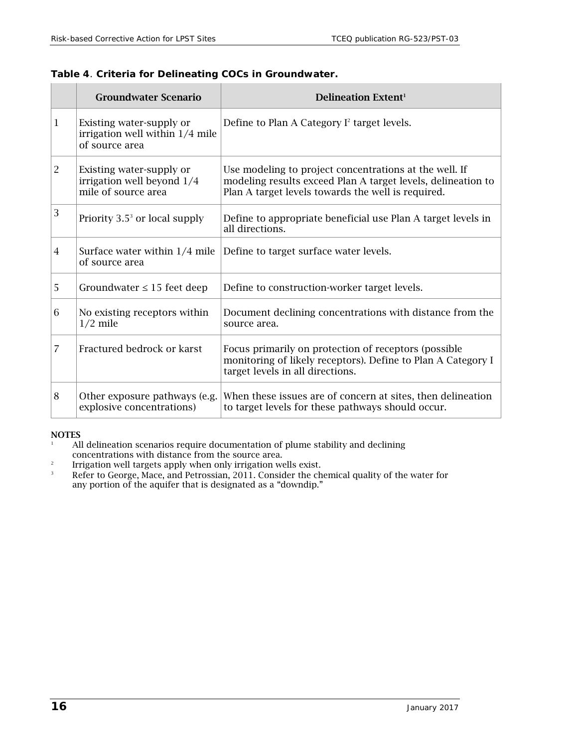**Table 4**. **Criteria for Delineating COCs in Groundwater.**

| | Groundwater Scenario | Delineation Extent[1] |
|---|---|---|
| 1 | Existing water-supply or irrigation well within 1/4 mile of source area | Define to Plan A Category I[2] target levels. |
| 2 | Existing water-supply or irrigation well beyond 1/4 mile of source area | Use modeling to project concentrations at the well. If modeling results exceed Plan A target levels, delineation to Plan A target levels towards the well is required. |
| 3 | Priority 3.5[3] or local supply | Define to appropriate beneficial use Plan A target levels in all directions. |
| 4 | Surface water within 1/4 mile of source area | Define to target surface water levels. |
| 5 | Groundwater ≤ 15 feet deep | Define to construction-worker target levels. |
| 6 | No existing receptors within 1/2 mile | Document declining concentrations with distance from the source area. |
| 7 | Fractured bedrock or karst | Focus primarily on protection of receptors (possible monitoring of likely receptors). Define to Plan A Category I target levels in all directions. |
| 8 | Other exposure pathways (e.g. explosive concentrations) | When these issues are of concern at sites, then delineation to target levels for these pathways should occur. |

**NOTES**

[1] All delineation scenarios require documentation of plume stability and declining concentrations with distance from the source area.

[2] Irrigation well targets apply when only irrigation wells exist.

[3] Refer to George, Mace, and Petrossian, 2011. Consider the chemical quality of the water for any portion of the aquifer that is designated as a "downdip."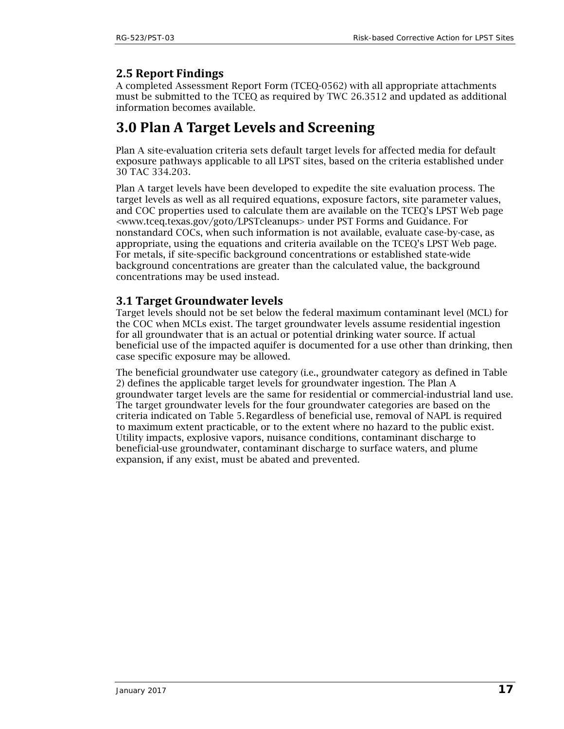## 2.5 Report Findings

A completed Assessment Report Form (TCEQ-0562) with all appropriate attachments must be submitted to the TCEQ as required by TWC 26.3512 and updated as additional information becomes available.

# 3.0 Plan A Target Levels and Screening

Plan A site-evaluation criteria sets default target levels for affected media for default exposure pathways applicable to all LPST sites, based on the criteria established under 30 TAC 334.203.

Plan A target levels have been developed to expedite the site evaluation process. The target levels as well as all required equations, exposure factors, site parameter values, and COC properties used to calculate them are available on the TCEQ's LPST Web page <www.tceq.texas.gov/goto/LPSTcleanups> under PST Forms and Guidance. For nonstandard COCs, when such information is not available, evaluate case-by-case, as appropriate, using the equations and criteria available on the TCEQ's LPST Web page. For metals, if site-specific background concentrations or established state-wide background concentrations are greater than the calculated value, the background concentrations may be used instead.

## 3.1 Target Groundwater levels

Target levels should not be set below the federal maximum contaminant level (MCL) for the COC when MCLs exist. The target groundwater levels assume residential ingestion for all groundwater that is an actual or potential drinking water source. If actual beneficial use of the impacted aquifer is documented for a use other than drinking, then case specific exposure may be allowed.

The beneficial groundwater use category (i.e., groundwater category as defined in Table 2) defines the applicable target levels for groundwater ingestion. The Plan A groundwater target levels are the same for residential or commercial-industrial land use. The target groundwater levels for the four groundwater categories are based on the criteria indicated on Table 5. Regardless of beneficial use, removal of NAPL is required to maximum extent practicable, or to the extent where no hazard to the public exist. Utility impacts, explosive vapors, nuisance conditions, contaminant discharge to beneficial-use groundwater, contaminant discharge to surface waters, and plume expansion, if any exist, must be abated and prevented.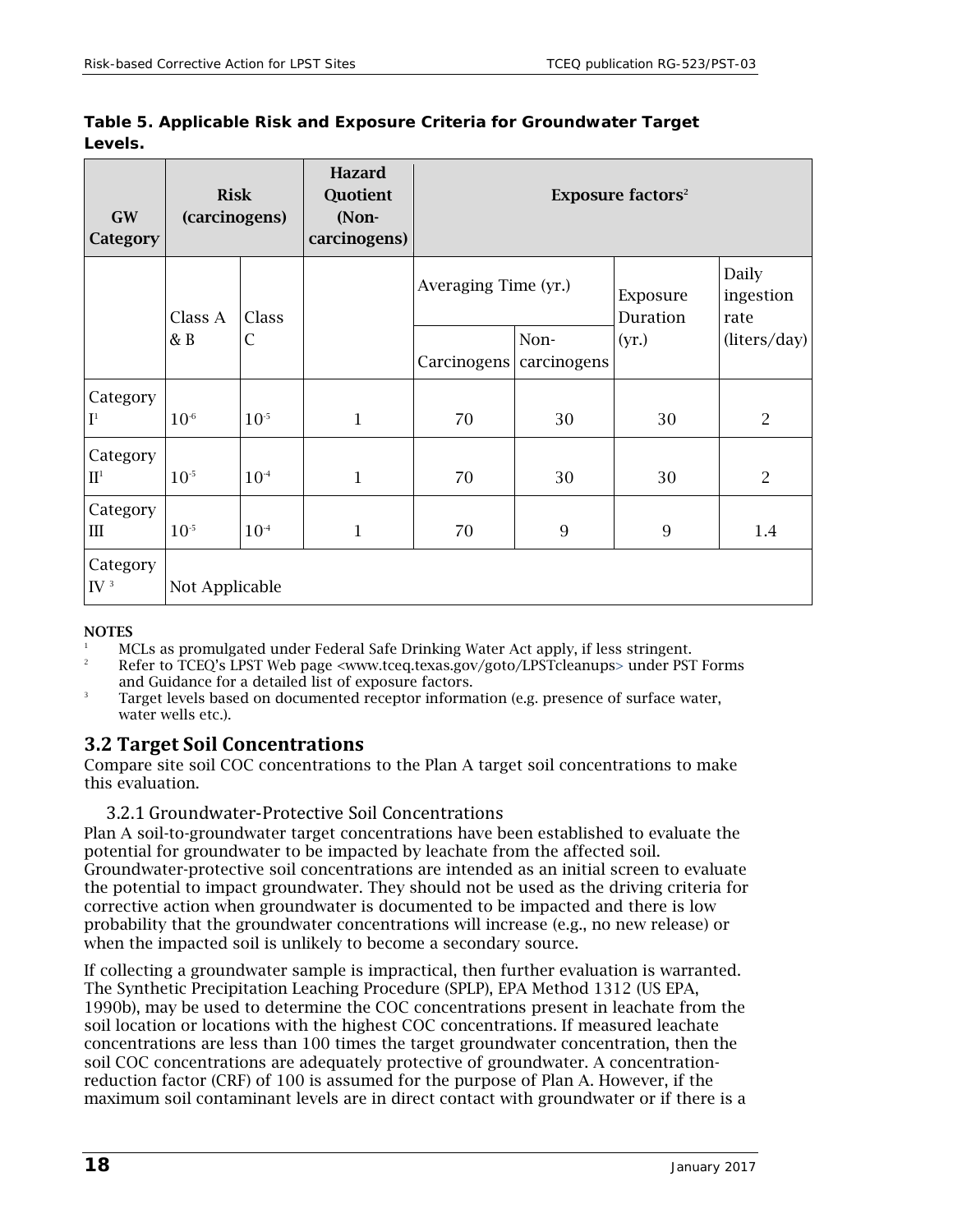**Table 5. Applicable Risk and Exposure Criteria for Groundwater Target Levels.**

| GW Category | Risk (carcinogens) | | Hazard Quotient (Non-carcinogens) | Exposure factors[2] | | | |
|---|---|---|---|---|---|---|---|
| | Class A & B | Class C | | Averaging Time (yr.) | | Exposure Duration (yr.) | Daily ingestion rate (liters/day) |
| | | | | Carcinogens | Non-carcinogens | | |
| Category I[1] | $10^{-6}$ | $10^{-5}$ | 1 | 70 | 30 | 30 | 2 |
| Category II[1] | $10^{-5}$ | $10^{-4}$ | 1 | 70 | 30 | 30 | 2 |
| Category III | $10^{-5}$ | $10^{-4}$ | 1 | 70 | 9 | 9 | 1.4 |
| Category IV[3] | Not Applicable | | | | | | |

**NOTES**

1. MCLs as promulgated under Federal Safe Drinking Water Act apply, if less stringent.
2. Refer to TCEQ's LPST Web page <www.tceq.texas.gov/goto/LPSTcleanups> under PST Forms and Guidance for a detailed list of exposure factors.
3. Target levels based on documented receptor information (e.g. presence of surface water, water wells etc.).

## 3.2 Target Soil Concentrations

Compare site soil COC concentrations to the Plan A target soil concentrations to make this evaluation.

### 3.2.1 Groundwater-Protective Soil Concentrations

Plan A soil-to-groundwater target concentrations have been established to evaluate the potential for groundwater to be impacted by leachate from the affected soil. Groundwater-protective soil concentrations are intended as an initial screen to evaluate the potential to impact groundwater. They should not be used as the driving criteria for corrective action when groundwater is documented to be impacted and there is low probability that the groundwater concentrations will increase (e.g., no new release) or when the impacted soil is unlikely to become a secondary source.

If collecting a groundwater sample is impractical, then further evaluation is warranted. The Synthetic Precipitation Leaching Procedure (SPLP), EPA Method 1312 (US EPA, 1990b), may be used to determine the COC concentrations present in leachate from the soil location or locations with the highest COC concentrations. If measured leachate concentrations are less than 100 times the target groundwater concentration, then the soil COC concentrations are adequately protective of groundwater. A concentration-reduction factor (CRF) of 100 is assumed for the purpose of Plan A. However, if the maximum soil contaminant levels are in direct contact with groundwater or if there is a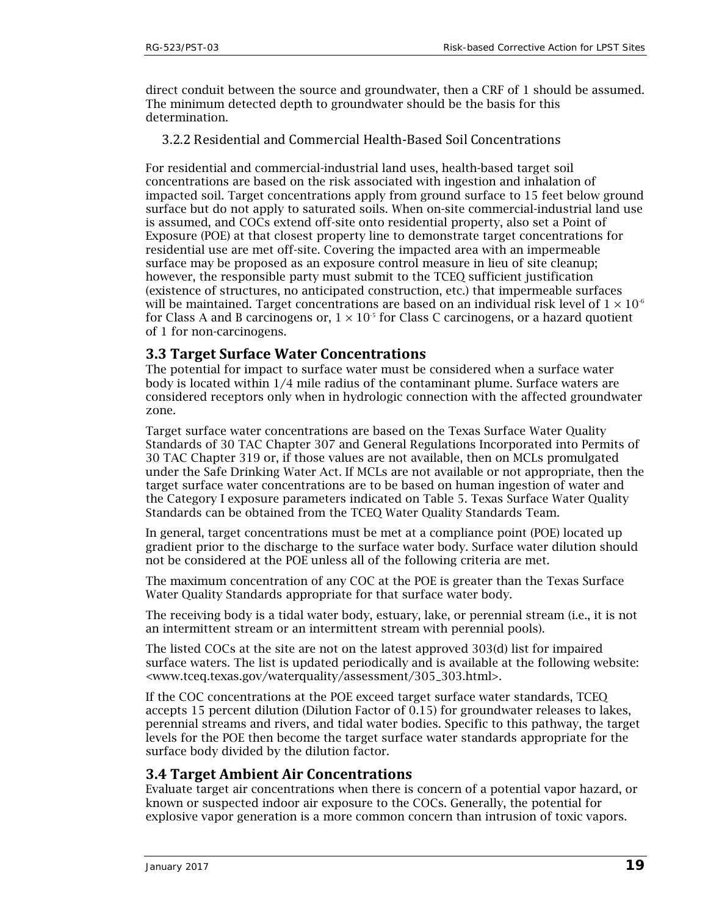direct conduit between the source and groundwater, then a CRF of 1 should be assumed. The minimum detected depth to groundwater should be the basis for this determination.

### 3.2.2 Residential and Commercial Health-Based Soil Concentrations

For residential and commercial-industrial land uses, health-based target soil concentrations are based on the risk associated with ingestion and inhalation of impacted soil. Target concentrations apply from ground surface to 15 feet below ground surface but do not apply to saturated soils. When on-site commercial-industrial land use is assumed, and COCs extend off-site onto residential property, also set a Point of Exposure (POE) at that closest property line to demonstrate target concentrations for residential use are met off-site. Covering the impacted area with an impermeable surface may be proposed as an exposure control measure in lieu of site cleanup; however, the responsible party must submit to the TCEQ sufficient justification (existence of structures, no anticipated construction, etc.) that impermeable surfaces will be maintained. Target concentrations are based on an individual risk level of $1 \times 10^{-6}$ for Class A and B carcinogens or, $1 \times 10^{-5}$ for Class C carcinogens, or a hazard quotient of 1 for non-carcinogens.

## 3.3 Target Surface Water Concentrations

The potential for impact to surface water must be considered when a surface water body is located within 1/4 mile radius of the contaminant plume. Surface waters are considered receptors only when in hydrologic connection with the affected groundwater zone.

Target surface water concentrations are based on the Texas Surface Water Quality Standards of 30 TAC Chapter 307 and General Regulations Incorporated into Permits of 30 TAC Chapter 319 or, if those values are not available, then on MCLs promulgated under the Safe Drinking Water Act. If MCLs are not available or not appropriate, then the target surface water concentrations are to be based on human ingestion of water and the Category I exposure parameters indicated on Table 5. Texas Surface Water Quality Standards can be obtained from the TCEQ Water Quality Standards Team.

In general, target concentrations must be met at a compliance point (POE) located up gradient prior to the discharge to the surface water body. Surface water dilution should not be considered at the POE unless all of the following criteria are met.

The maximum concentration of any COC at the POE is greater than the Texas Surface Water Quality Standards appropriate for that surface water body.

The receiving body is a tidal water body, estuary, lake, or perennial stream (i.e., it is not an intermittent stream or an intermittent stream with perennial pools).

The listed COCs at the site are not on the latest approved 303(d) list for impaired surface waters. The list is updated periodically and is available at the following website: <www.tceq.texas.gov/waterquality/assessment/305_303.html>.

If the COC concentrations at the POE exceed target surface water standards, TCEQ accepts 15 percent dilution (Dilution Factor of 0.15) for groundwater releases to lakes, perennial streams and rivers, and tidal water bodies. Specific to this pathway, the target levels for the POE then become the target surface water standards appropriate for the surface body divided by the dilution factor.

## 3.4 Target Ambient Air Concentrations

Evaluate target air concentrations when there is concern of a potential vapor hazard, or known or suspected indoor air exposure to the COCs. Generally, the potential for explosive vapor generation is a more common concern than intrusion of toxic vapors.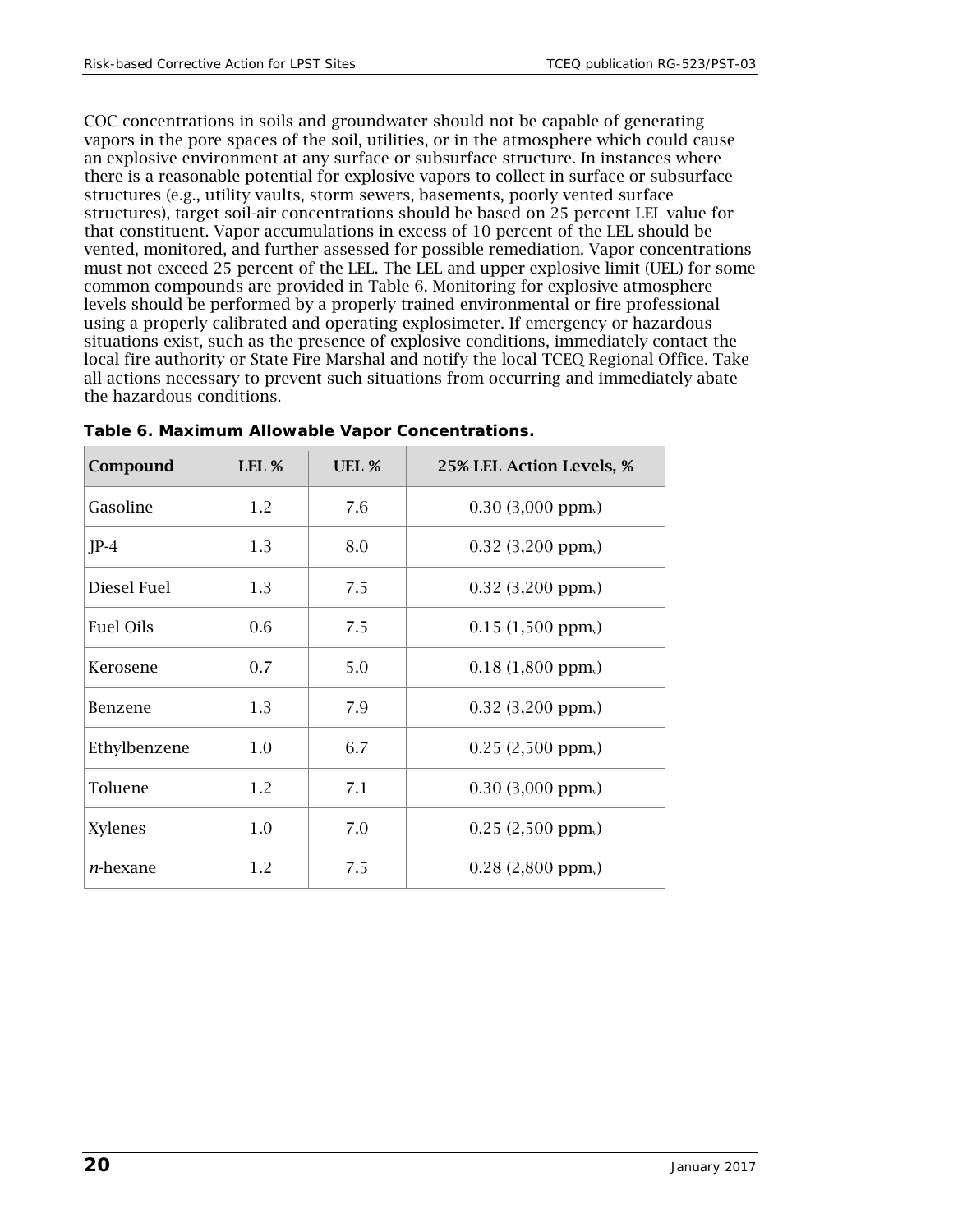COC concentrations in soils and groundwater should not be capable of generating vapors in the pore spaces of the soil, utilities, or in the atmosphere which could cause an explosive environment at any surface or subsurface structure. In instances where there is a reasonable potential for explosive vapors to collect in surface or subsurface structures (e.g., utility vaults, storm sewers, basements, poorly vented surface structures), target soil-air concentrations should be based on 25 percent LEL value for that constituent. Vapor accumulations in excess of 10 percent of the LEL should be vented, monitored, and further assessed for possible remediation. Vapor concentrations must not exceed 25 percent of the LEL. The LEL and upper explosive limit (UEL) for some common compounds are provided in Table 6. Monitoring for explosive atmosphere levels should be performed by a properly trained environmental or fire professional using a properly calibrated and operating explosimeter. If emergency or hazardous situations exist, such as the presence of explosive conditions, immediately contact the local fire authority or State Fire Marshal and notify the local TCEQ Regional Office. Take all actions necessary to prevent such situations from occurring and immediately abate the hazardous conditions.

**Table 6. Maximum Allowable Vapor Concentrations.**

| Compound | LEL % | UEL % | 25% LEL Action Levels, % |
|---|---|---|---|
| Gasoline | 1.2 | 7.6 | 0.30 (3,000 $ppm_v$) |
| JP-4 | 1.3 | 8.0 | 0.32 (3,200 $ppm_v$) |
| Diesel Fuel | 1.3 | 7.5 | 0.32 (3,200 $ppm_v$) |
| Fuel Oils | 0.6 | 7.5 | 0.15 (1,500 $ppm_v$) |
| Kerosene | 0.7 | 5.0 | 0.18 (1,800 $ppm_v$) |
| Benzene | 1.3 | 7.9 | 0.32 (3,200 $ppm_v$) |
| Ethylbenzene | 1.0 | 6.7 | 0.25 (2,500 $ppm_v$) |
| Toluene | 1.2 | 7.1 | 0.30 (3,000 $ppm_v$) |
| Xylenes | 1.0 | 7.0 | 0.25 (2,500 $ppm_v$) |
| *n*-hexane | 1.2 | 7.5 | 0.28 (2,800 $ppm_v$) |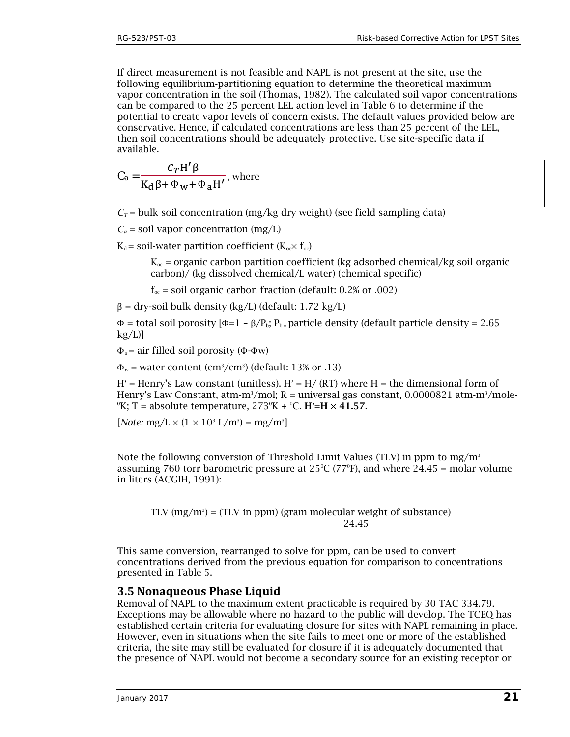If direct measurement is not feasible and NAPL is not present at the site, use the following equilibrium-partitioning equation to determine the theoretical maximum vapor concentration in the soil (Thomas, 1982). The calculated soil vapor concentrations can be compared to the 25 percent LEL action level in Table 6 to determine if the potential to create vapor levels of concern exists. The default values provided below are conservative. Hence, if calculated concentrations are less than 25 percent of the LEL, then soil concentrations should be adequately protective. Use site-specific data if available.

$$C_a = \frac{C_T H' \beta}{K_d \beta + \Phi_w + \Phi_a H'}$$, where

$C_T$ = bulk soil concentration (mg/kg dry weight) (see field sampling data)

$C_a$ = soil vapor concentration (mg/L)

$K_d$ = soil-water partition coefficient ($K_{oc} \times f_{oc}$)

> $K_{oc}$ = organic carbon partition coefficient (kg adsorbed chemical/kg soil organic carbon)/ (kg dissolved chemical/L water) (chemical specific)
>
> $f_{oc}$ = soil organic carbon fraction (default: 0.2% or .002)

$\beta$ = dry-soil bulk density (kg/L) (default: 1.72 kg/L)

$\Phi$ = total soil porosity [$\Phi = 1 - \beta/P_b$; $P_b$ = particle density (default particle density = 2.65 kg/L)]

$\Phi_a$ = air filled soil porosity ($\Phi$-$\Phi$w)

$\Phi_w$ = water content ($cm^3/cm^3$) (default: 13% or .13)

$H'$ = Henry's Law constant (unitless). $H' = H/(RT)$ where H = the dimensional form of Henry's Law Constant, atm-$m^3$/mol; R = universal gas constant, 0.0000821 atm-$m^3$/mole-$^0$K; T = absolute temperature, $273^0$K + $^0$C. **$H' = H \times 41.57$**.

[*Note:* mg/L $\times$ ($1 \times 10^3$ L/$m^3$) = mg/$m^3$]

Note the following conversion of Threshold Limit Values (TLV) in ppm to mg/$m^3$ assuming 760 torr barometric pressure at $25^0$C ($77^0$F), and where 24.45 = molar volume in liters (ACGIH, 1991):

$$\text{TLV (mg/m}^3) = \frac{\text{(TLV in ppm) (gram molecular weight of substance)}}{24.45}$$

This same conversion, rearranged to solve for ppm, can be used to convert concentrations derived from the previous equation for comparison to concentrations presented in Table 5.

### 3.5 Nonaqueous Phase Liquid

Removal of NAPL to the maximum extent practicable is required by 30 TAC 334.79. Exceptions may be allowable where no hazard to the public will develop. The TCEQ has established certain criteria for evaluating closure for sites with NAPL remaining in place. However, even in situations when the site fails to meet one or more of the established criteria, the site may still be evaluated for closure if it is adequately documented that the presence of NAPL would not become a secondary source for an existing receptor or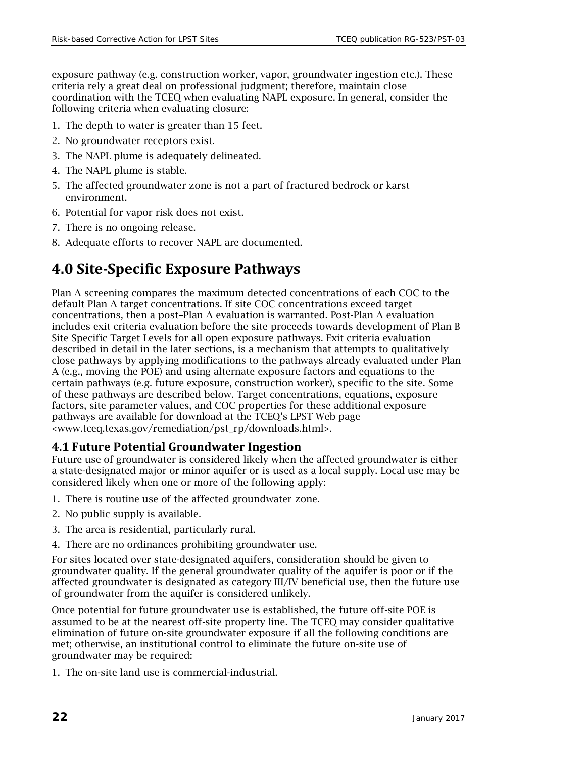exposure pathway (e.g. construction worker, vapor, groundwater ingestion etc.). These criteria rely a great deal on professional judgment; therefore, maintain close coordination with the TCEQ when evaluating NAPL exposure. In general, consider the following criteria when evaluating closure:

1. The depth to water is greater than 15 feet.
2. No groundwater receptors exist.
3. The NAPL plume is adequately delineated.
4. The NAPL plume is stable.
5. The affected groundwater zone is not a part of fractured bedrock or karst environment.
6. Potential for vapor risk does not exist.
7. There is no ongoing release.
8. Adequate efforts to recover NAPL are documented.

# 4.0 Site-Specific Exposure Pathways

Plan A screening compares the maximum detected concentrations of each COC to the default Plan A target concentrations. If site COC concentrations exceed target concentrations, then a post–Plan A evaluation is warranted. Post-Plan A evaluation includes exit criteria evaluation before the site proceeds towards development of Plan B Site Specific Target Levels for all open exposure pathways. Exit criteria evaluation described in detail in the later sections, is a mechanism that attempts to qualitatively close pathways by applying modifications to the pathways already evaluated under Plan A (e.g., moving the POE) and using alternate exposure factors and equations to the certain pathways (e.g. future exposure, construction worker), specific to the site. Some of these pathways are described below. Target concentrations, equations, exposure factors, site parameter values, and COC properties for these additional exposure pathways are available for download at the TCEQ's LPST Web page <www.tceq.texas.gov/remediation/pst_rp/downloads.html>.

## 4.1 Future Potential Groundwater Ingestion

Future use of groundwater is considered likely when the affected groundwater is either a state-designated major or minor aquifer or is used as a local supply. Local use may be considered likely when one or more of the following apply:

1. There is routine use of the affected groundwater zone.
2. No public supply is available.
3. The area is residential, particularly rural.
4. There are no ordinances prohibiting groundwater use.

For sites located over state-designated aquifers, consideration should be given to groundwater quality. If the general groundwater quality of the aquifer is poor or if the affected groundwater is designated as category III/IV beneficial use, then the future use of groundwater from the aquifer is considered unlikely.

Once potential for future groundwater use is established, the future off-site POE is assumed to be at the nearest off-site property line. The TCEQ may consider qualitative elimination of future on-site groundwater exposure if all the following conditions are met; otherwise, an institutional control to eliminate the future on-site use of groundwater may be required:

1. The on-site land use is commercial-industrial.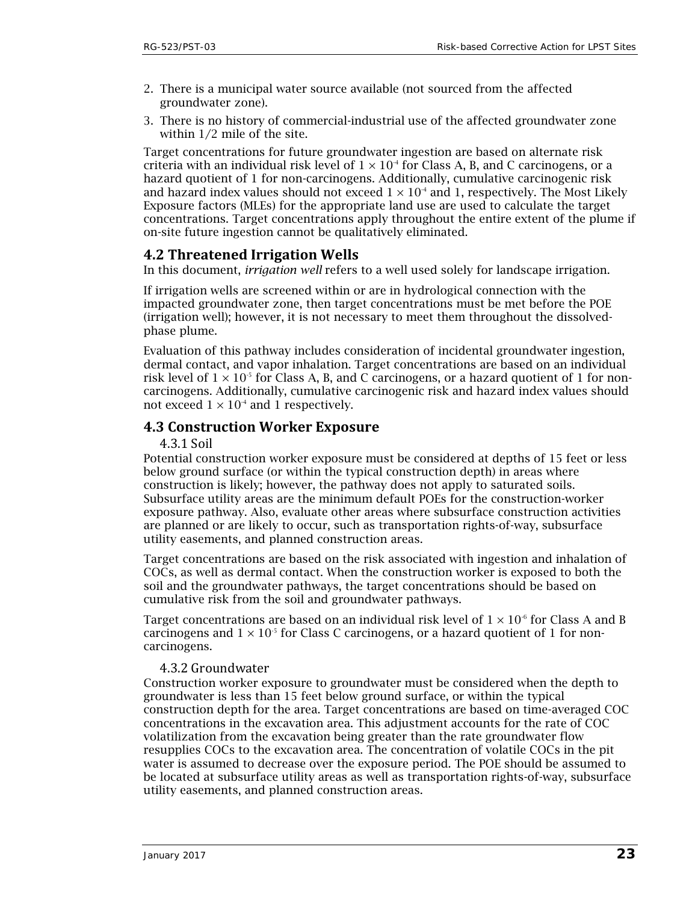2. There is a municipal water source available (not sourced from the affected groundwater zone).
3. There is no history of commercial-industrial use of the affected groundwater zone within 1/2 mile of the site.

Target concentrations for future groundwater ingestion are based on alternate risk criteria with an individual risk level of $1 \times 10^{-4}$ for Class A, B, and C carcinogens, or a hazard quotient of 1 for non-carcinogens. Additionally, cumulative carcinogenic risk and hazard index values should not exceed $1 \times 10^{-4}$ and 1, respectively. The Most Likely Exposure factors (MLEs) for the appropriate land use are used to calculate the target concentrations. Target concentrations apply throughout the entire extent of the plume if on-site future ingestion cannot be qualitatively eliminated.

## 4.2 Threatened Irrigation Wells

In this document, *irrigation well* refers to a well used solely for landscape irrigation.

If irrigation wells are screened within or are in hydrological connection with the impacted groundwater zone, then target concentrations must be met before the POE (irrigation well); however, it is not necessary to meet them throughout the dissolved-phase plume.

Evaluation of this pathway includes consideration of incidental groundwater ingestion, dermal contact, and vapor inhalation. Target concentrations are based on an individual risk level of $1 \times 10^{-5}$ for Class A, B, and C carcinogens, or a hazard quotient of 1 for non-carcinogens. Additionally, cumulative carcinogenic risk and hazard index values should not exceed $1 \times 10^{-4}$ and 1 respectively.

## 4.3 Construction Worker Exposure

### 4.3.1 Soil

Potential construction worker exposure must be considered at depths of 15 feet or less below ground surface (or within the typical construction depth) in areas where construction is likely; however, the pathway does not apply to saturated soils. Subsurface utility areas are the minimum default POEs for the construction-worker exposure pathway. Also, evaluate other areas where subsurface construction activities are planned or are likely to occur, such as transportation rights-of-way, subsurface utility easements, and planned construction areas.

Target concentrations are based on the risk associated with ingestion and inhalation of COCs, as well as dermal contact. When the construction worker is exposed to both the soil and the groundwater pathways, the target concentrations should be based on cumulative risk from the soil and groundwater pathways.

Target concentrations are based on an individual risk level of $1 \times 10^{-6}$ for Class A and B carcinogens and $1 \times 10^{-5}$ for Class C carcinogens, or a hazard quotient of 1 for non-carcinogens.

### 4.3.2 Groundwater

Construction worker exposure to groundwater must be considered when the depth to groundwater is less than 15 feet below ground surface, or within the typical construction depth for the area. Target concentrations are based on time-averaged COC concentrations in the excavation area. This adjustment accounts for the rate of COC volatilization from the excavation being greater than the rate groundwater flow resupplies COCs to the excavation area. The concentration of volatile COCs in the pit water is assumed to decrease over the exposure period. The POE should be assumed to be located at subsurface utility areas as well as transportation rights-of-way, subsurface utility easements, and planned construction areas.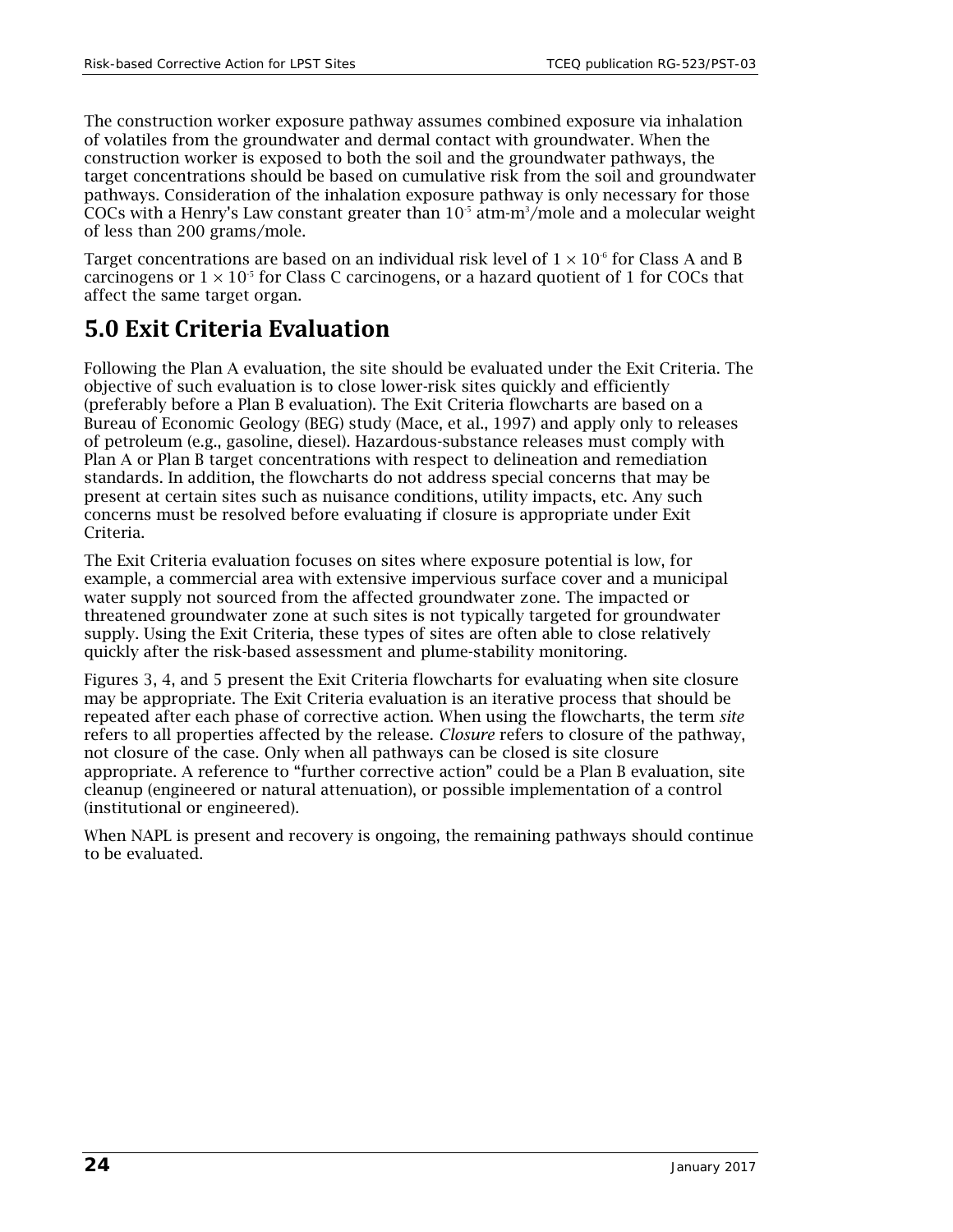The construction worker exposure pathway assumes combined exposure via inhalation of volatiles from the groundwater and dermal contact with groundwater. When the construction worker is exposed to both the soil and the groundwater pathways, the target concentrations should be based on cumulative risk from the soil and groundwater pathways. Consideration of the inhalation exposure pathway is only necessary for those COCs with a Henry's Law constant greater than $10^{-5}$ atm-m$^3$/mole and a molecular weight of less than 200 grams/mole.

Target concentrations are based on an individual risk level of $1 \times 10^{-6}$ for Class A and B carcinogens or $1 \times 10^{-5}$ for Class C carcinogens, or a hazard quotient of 1 for COCs that affect the same target organ.

# 5.0 Exit Criteria Evaluation

Following the Plan A evaluation, the site should be evaluated under the Exit Criteria. The objective of such evaluation is to close lower-risk sites quickly and efficiently (preferably before a Plan B evaluation). The Exit Criteria flowcharts are based on a Bureau of Economic Geology (BEG) study (Mace, et al., 1997) and apply only to releases of petroleum (e.g., gasoline, diesel). Hazardous-substance releases must comply with Plan A or Plan B target concentrations with respect to delineation and remediation standards. In addition, the flowcharts do not address special concerns that may be present at certain sites such as nuisance conditions, utility impacts, etc. Any such concerns must be resolved before evaluating if closure is appropriate under Exit Criteria.

The Exit Criteria evaluation focuses on sites where exposure potential is low, for example, a commercial area with extensive impervious surface cover and a municipal water supply not sourced from the affected groundwater zone. The impacted or threatened groundwater zone at such sites is not typically targeted for groundwater supply. Using the Exit Criteria, these types of sites are often able to close relatively quickly after the risk-based assessment and plume-stability monitoring.

Figures 3, 4, and 5 present the Exit Criteria flowcharts for evaluating when site closure may be appropriate. The Exit Criteria evaluation is an iterative process that should be repeated after each phase of corrective action. When using the flowcharts, the term *site* refers to all properties affected by the release. *Closure* refers to closure of the pathway, not closure of the case. Only when all pathways can be closed is site closure appropriate. A reference to "further corrective action" could be a Plan B evaluation, site cleanup (engineered or natural attenuation), or possible implementation of a control (institutional or engineered).

When NAPL is present and recovery is ongoing, the remaining pathways should continue to be evaluated.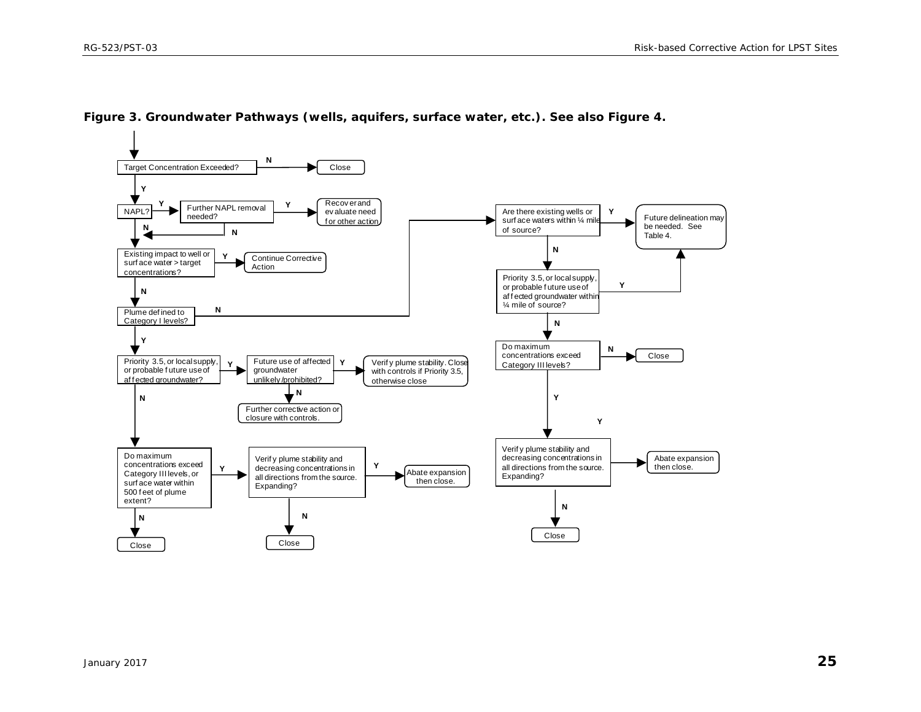**Figure 3. Groundwater Pathways (wells, aquifers, surface water, etc.). See also Figure 4.**

- Target Concentration Exceeded?
  - N → Close
  - Y → NAPL?
    - Y → Further NAPL removal needed?
      - Y → Recover and evaluate need for other action
      - N → (return to main path)
    - N → Existing impact to well or surface water > target concentrations?
      - Y → Continue Corrective Action
      - N → Plume defined to Category I levels?
        - Y → Priority 3.5, or local supply, or probable future use of affected groundwater?
          - Y → Future use of affected groundwater unlikely/prohibited?
            - Y → Verify plume stability. Close with controls if Priority 3.5, otherwise close
            - N → Further corrective action or closure with controls.
          - N → Do maximum concentrations exceed Category III levels, or surface water within 500 feet of plume extent?
            - N → Close
            - Y → Verify plume stability and decreasing concentrations in all directions from the source. Expanding?
              - Y → Abate expansion then close.
              - N → Close
        - N → Are there existing wells or surface waters within ¼ mile of source?
          - Y → Future delineation may be needed. See Table 4.
          - N → Priority 3.5, or local supply, or probable future use of affected groundwater within ¼ mile of source?
            - Y → Future delineation may be needed. See Table 4.
            - N → Do maximum concentrations exceed Category III levels?
              - N → Close
              - Y → Verify plume stability and decreasing concentrations in all directions from the source. Expanding?
                - Y → Abate expansion then close.
                - N → Close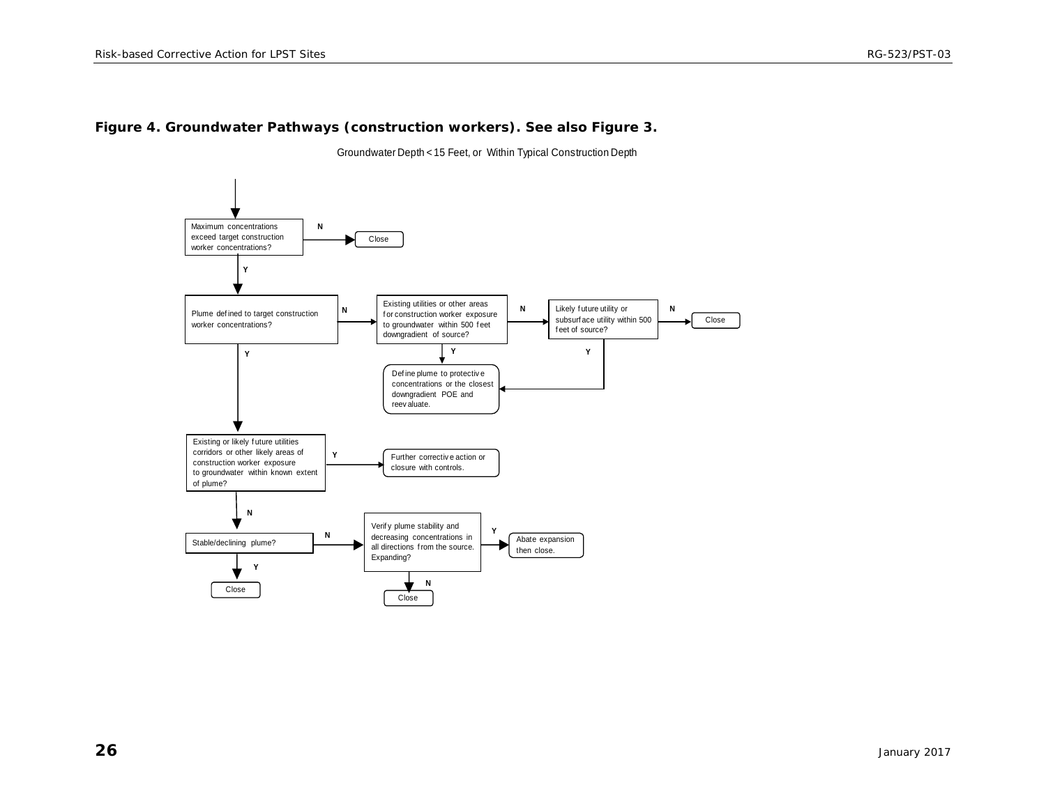**Figure 4. Groundwater Pathways (construction workers). See also Figure 3.**

Groundwater Depth < 15 Feet, or Within Typical Construction Depth

Maximum concentrations exceed target construction worker concentrations?

- N → Close
- Y → Plume defined to target construction worker concentrations?
  - N → Existing utilities or other areas for construction worker exposure to groundwater within 500 feet downgradient of source?
    - Y → Define plume to protective concentrations or the closest downgradient POE and reevaluate.
    - N → Likely future utility or subsurface utility within 500 feet of source?
      - Y → Define plume to protective concentrations or the closest downgradient POE and reevaluate.
      - N → Close
  - Y → Existing or likely future utilities corridors or other likely areas of construction worker exposure to groundwater within known extent of plume?
    - Y → Further corrective action or closure with controls.
    - N → Stable/declining plume?
      - Y → Close
      - N → Verify plume stability and decreasing concentrations in all directions from the source. Expanding?
        - Y → Abate expansion then close.
        - N → Close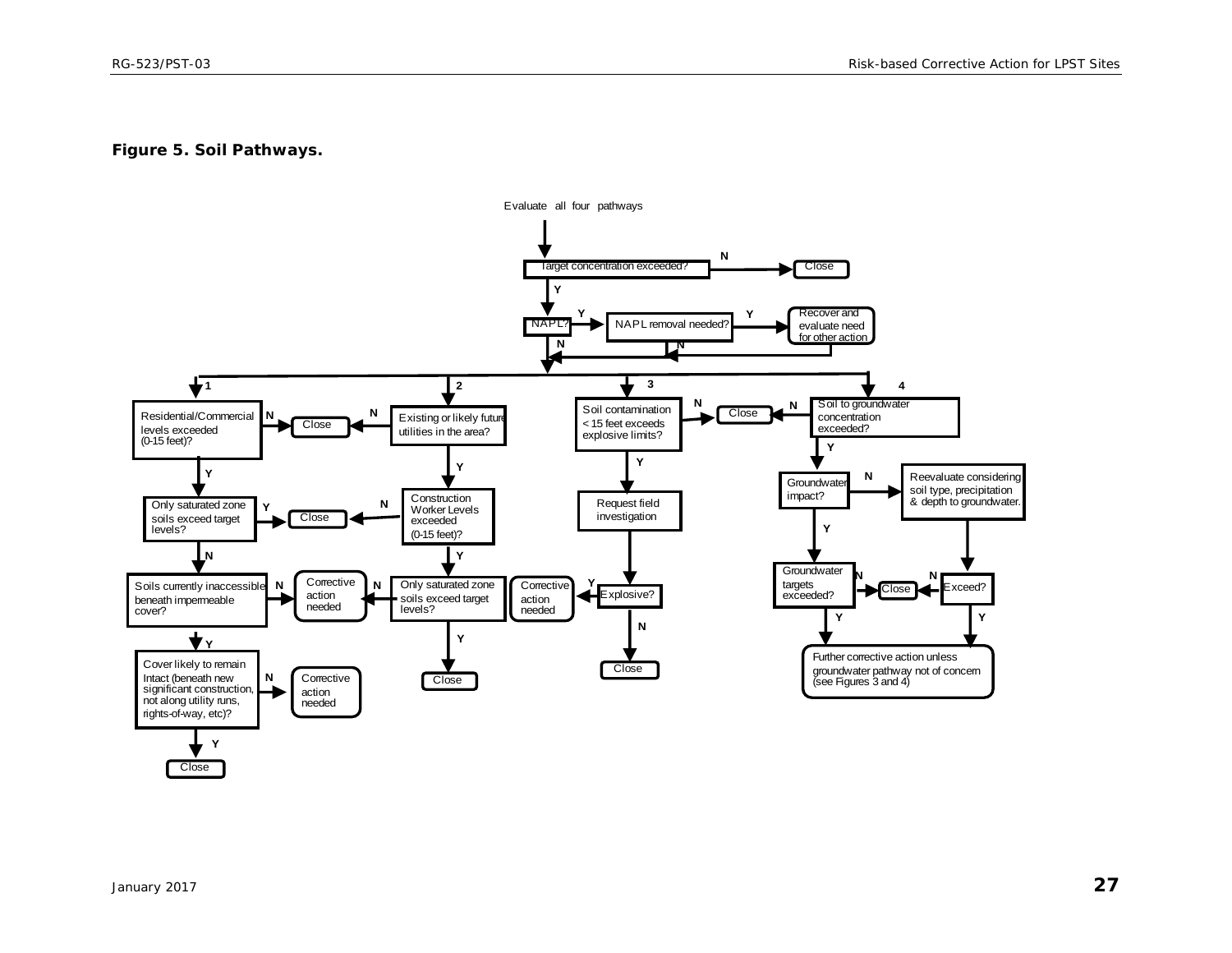**Figure 5. Soil Pathways.**

Evaluate all four pathways

Target concentration exceeded? — N → Close

Y ↓

NAPL? — Y → NAPL removal needed? — Y → Recover and evaluate need for other action

NAPL? — N ↓ ; NAPL removal needed? — N ↓ ; Recover and evaluate need for other action ↓ (all rejoin and branch to pathways 1–4)

**1**

- Residential/Commercial levels exceeded (0-15 feet)? — N → Close
  - Y → Only saturated zone soils exceed target levels? — Y → Close
    - N → Soils currently inaccessible beneath impermeable cover? — N → Corrective action needed
      - Y → Cover likely to remain Intact (beneath new significant construction, not along utility runs, rights-of-way, etc)? — N → Corrective action needed
        - Y → Close

**2**

- Existing or likely future utilities in the area? — N → Close
  - Y → Construction Worker Levels exceeded (0-15 feet)? — N → Close
    - Y → Only saturated zone soils exceed target levels? — N → Corrective action needed
      - Y → Close

**3**

- Soil contamination < 15 feet exceeds explosive limits? — N → Close
  - Y → Request field investigation
    - Explosive? — Y → Corrective action needed
      - N → Close

**4**

- Soil to groundwater concentration exceeded? — N → Close
  - Y → Groundwater impact? — N → Reevaluate considering soil type, precipitation & depth to groundwater.
    - Exceed? — N → Close
      - Y → Further corrective action unless groundwater pathway not of concern (see Figures 3 and 4)
  - Groundwater impact? — Y → Groundwater targets exceeded? — N → Close
    - Y → Further corrective action unless groundwater pathway not of concern (see Figures 3 and 4)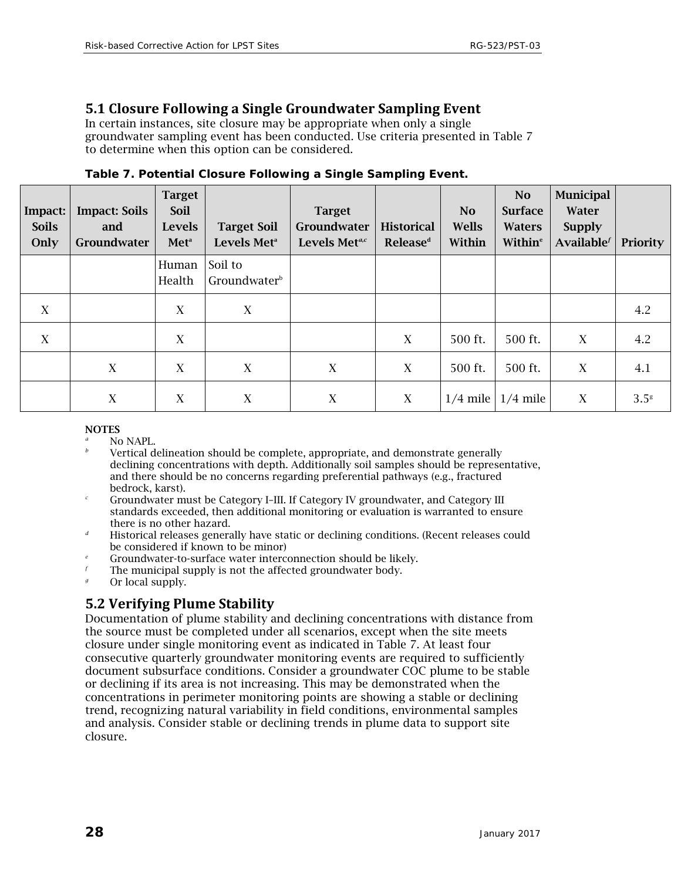## 5.1 Closure Following a Single Groundwater Sampling Event

In certain instances, site closure may be appropriate when only a single groundwater sampling event has been conducted. Use criteria presented in Table 7 to determine when this option can be considered.

**Table 7. Potential Closure Following a Single Sampling Event.**

| Impact: Soils Only | Impact: Soils and Groundwater | Target Soil Levels Met[a] | Target Soil Levels Met[a] | Target Groundwater Levels Met[a,c] | Historical Release[d] | No Wells Within | No Surface Waters Within[e] | Municipal Water Supply Available[f] | Priority |
|---|---|---|---|---|---|---|---|---|---|
| | | Human Health | Soil to Groundwater[b] | | | | | | |
| X | | X | X | | | | | | 4.2 |
| X | | X | | | X | 500 ft. | 500 ft. | X | 4.2 |
| | X | X | X | X | X | 500 ft. | 500 ft. | X | 4.1 |
| | X | X | X | X | X | 1/4 mile | 1/4 mile | X | 3.5[g] |

**NOTES**

[a] No NAPL.

[b] Vertical delineation should be complete, appropriate, and demonstrate generally declining concentrations with depth. Additionally soil samples should be representative, and there should be no concerns regarding preferential pathways (e.g., fractured bedrock, karst).

[c] Groundwater must be Category I–III. If Category IV groundwater, and Category III standards exceeded, then additional monitoring or evaluation is warranted to ensure there is no other hazard.

[d] Historical releases generally have static or declining conditions. (Recent releases could be considered if known to be minor)

[e] Groundwater-to-surface water interconnection should be likely.

[f] The municipal supply is not the affected groundwater body.

[g] Or local supply.

## 5.2 Verifying Plume Stability

Documentation of plume stability and declining concentrations with distance from the source must be completed under all scenarios, except when the site meets closure under single monitoring event as indicated in Table 7. At least four consecutive quarterly groundwater monitoring events are required to sufficiently document subsurface conditions. Consider a groundwater COC plume to be stable or declining if its area is not increasing. This may be demonstrated when the concentrations in perimeter monitoring points are showing a stable or declining trend, recognizing natural variability in field conditions, environmental samples and analysis. Consider stable or declining trends in plume data to support site closure.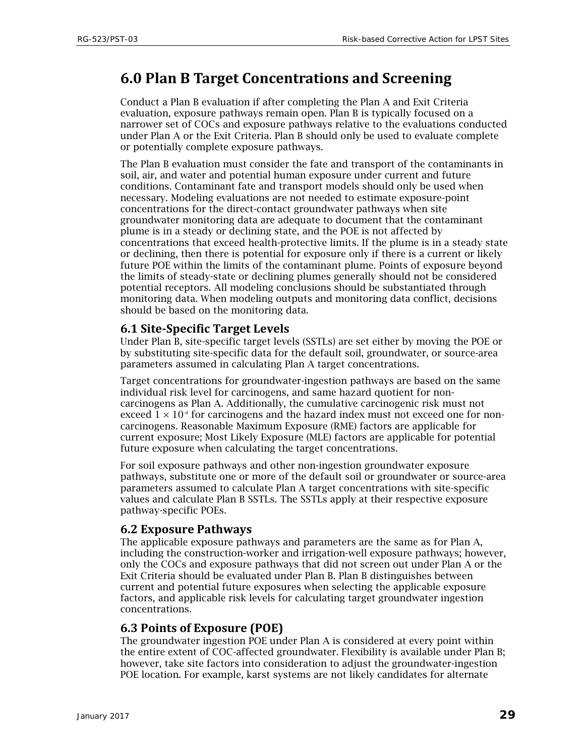# 6.0 Plan B Target Concentrations and Screening

Conduct a Plan B evaluation if after completing the Plan A and Exit Criteria evaluation, exposure pathways remain open. Plan B is typically focused on a narrower set of COCs and exposure pathways relative to the evaluations conducted under Plan A or the Exit Criteria. Plan B should only be used to evaluate complete or potentially complete exposure pathways.

The Plan B evaluation must consider the fate and transport of the contaminants in soil, air, and water and potential human exposure under current and future conditions. Contaminant fate and transport models should only be used when necessary. Modeling evaluations are not needed to estimate exposure-point concentrations for the direct-contact groundwater pathways when site groundwater monitoring data are adequate to document that the contaminant plume is in a steady or declining state, and the POE is not affected by concentrations that exceed health-protective limits. If the plume is in a steady state or declining, then there is potential for exposure only if there is a current or likely future POE within the limits of the contaminant plume. Points of exposure beyond the limits of steady-state or declining plumes generally should not be considered potential receptors. All modeling conclusions should be substantiated through monitoring data. When modeling outputs and monitoring data conflict, decisions should be based on the monitoring data.

## 6.1 Site-Specific Target Levels

Under Plan B, site-specific target levels (SSTLs) are set either by moving the POE or by substituting site-specific data for the default soil, groundwater, or source-area parameters assumed in calculating Plan A target concentrations.

Target concentrations for groundwater-ingestion pathways are based on the same individual risk level for carcinogens, and same hazard quotient for non-carcinogens as Plan A. Additionally, the cumulative carcinogenic risk must not exceed $1 \times 10^{-4}$ for carcinogens and the hazard index must not exceed one for non-carcinogens. Reasonable Maximum Exposure (RME) factors are applicable for current exposure; Most Likely Exposure (MLE) factors are applicable for potential future exposure when calculating the target concentrations.

For soil exposure pathways and other non-ingestion groundwater exposure pathways, substitute one or more of the default soil or groundwater or source-area parameters assumed to calculate Plan A target concentrations with site-specific values and calculate Plan B SSTLs. The SSTLs apply at their respective exposure pathway-specific POEs.

## 6.2 Exposure Pathways

The applicable exposure pathways and parameters are the same as for Plan A, including the construction-worker and irrigation-well exposure pathways; however, only the COCs and exposure pathways that did not screen out under Plan A or the Exit Criteria should be evaluated under Plan B. Plan B distinguishes between current and potential future exposures when selecting the applicable exposure factors, and applicable risk levels for calculating target groundwater ingestion concentrations.

## 6.3 Points of Exposure (POE)

The groundwater ingestion POE under Plan A is considered at every point within the entire extent of COC-affected groundwater. Flexibility is available under Plan B; however, take site factors into consideration to adjust the groundwater-ingestion POE location. For example, karst systems are not likely candidates for alternate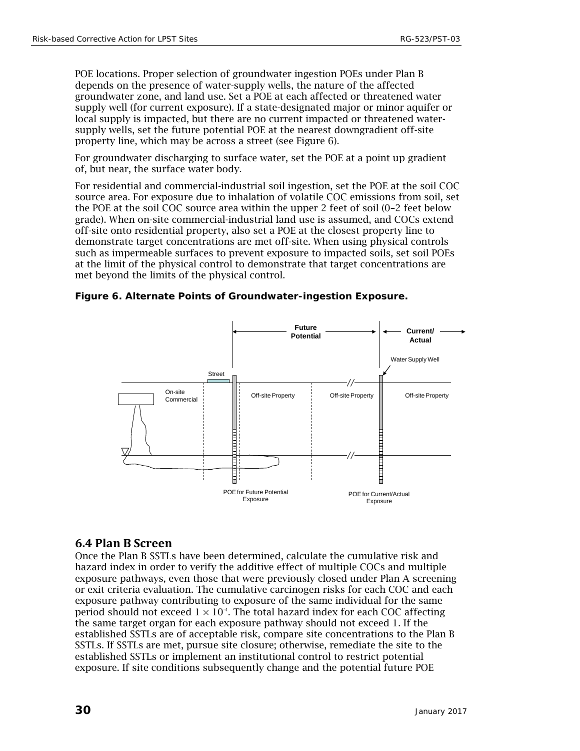POE locations. Proper selection of groundwater ingestion POEs under Plan B depends on the presence of water-supply wells, the nature of the affected groundwater zone, and land use. Set a POE at each affected or threatened water supply well (for current exposure). If a state-designated major or minor aquifer or local supply is impacted, but there are no current impacted or threatened water-supply wells, set the future potential POE at the nearest downgradient off-site property line, which may be across a street (see Figure 6).

For groundwater discharging to surface water, set the POE at a point up gradient of, but near, the surface water body.

For residential and commercial-industrial soil ingestion, set the POE at the soil COC source area. For exposure due to inhalation of volatile COC emissions from soil, set the POE at the soil COC source area within the upper 2 feet of soil (0–2 feet below grade). When on-site commercial-industrial land use is assumed, and COCs extend off-site onto residential property, also set a POE at the closest property line to demonstrate target concentrations are met off-site. When using physical controls such as impermeable surfaces to prevent exposure to impacted soils, set soil POEs at the limit of the physical control to demonstrate that target concentrations are met beyond the limits of the physical control.

**Figure 6. Alternate Points of Groundwater-ingestion Exposure.**

## 6.4 Plan B Screen

Once the Plan B SSTLs have been determined, calculate the cumulative risk and hazard index in order to verify the additive effect of multiple COCs and multiple exposure pathways, even those that were previously closed under Plan A screening or exit criteria evaluation. The cumulative carcinogen risks for each COC and each exposure pathway contributing to exposure of the same individual for the same period should not exceed $1 \times 10^{-4}$. The total hazard index for each COC affecting the same target organ for each exposure pathway should not exceed 1. If the established SSTLs are of acceptable risk, compare site concentrations to the Plan B SSTLs. If SSTLs are met, pursue site closure; otherwise, remediate the site to the established SSTLs or implement an institutional control to restrict potential exposure. If site conditions subsequently change and the potential future POE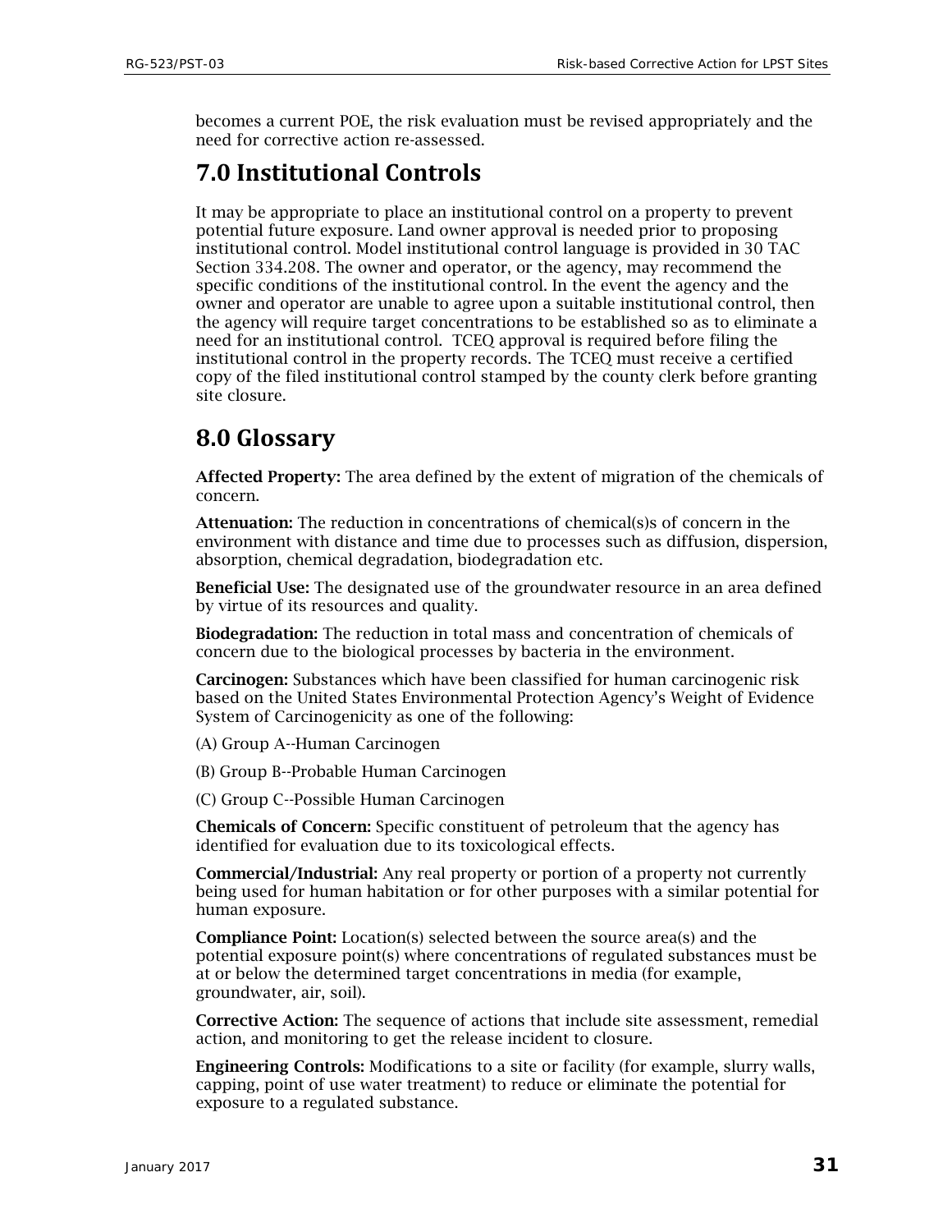becomes a current POE, the risk evaluation must be revised appropriately and the need for corrective action re-assessed.

## 7.0 Institutional Controls

It may be appropriate to place an institutional control on a property to prevent potential future exposure. Land owner approval is needed prior to proposing institutional control. Model institutional control language is provided in 30 TAC Section 334.208. The owner and operator, or the agency, may recommend the specific conditions of the institutional control. In the event the agency and the owner and operator are unable to agree upon a suitable institutional control, then the agency will require target concentrations to be established so as to eliminate a need for an institutional control. TCEQ approval is required before filing the institutional control in the property records. The TCEQ must receive a certified copy of the filed institutional control stamped by the county clerk before granting site closure.

## 8.0 Glossary

**Affected Property:** The area defined by the extent of migration of the chemicals of concern.

**Attenuation:** The reduction in concentrations of chemical(s)s of concern in the environment with distance and time due to processes such as diffusion, dispersion, absorption, chemical degradation, biodegradation etc.

**Beneficial Use:** The designated use of the groundwater resource in an area defined by virtue of its resources and quality.

**Biodegradation:** The reduction in total mass and concentration of chemicals of concern due to the biological processes by bacteria in the environment.

**Carcinogen:** Substances which have been classified for human carcinogenic risk based on the United States Environmental Protection Agency's Weight of Evidence System of Carcinogenicity as one of the following:

(A) Group A--Human Carcinogen

(B) Group B--Probable Human Carcinogen

(C) Group C--Possible Human Carcinogen

**Chemicals of Concern:** Specific constituent of petroleum that the agency has identified for evaluation due to its toxicological effects.

**Commercial/Industrial:** Any real property or portion of a property not currently being used for human habitation or for other purposes with a similar potential for human exposure.

**Compliance Point:** Location(s) selected between the source area(s) and the potential exposure point(s) where concentrations of regulated substances must be at or below the determined target concentrations in media (for example, groundwater, air, soil).

**Corrective Action:** The sequence of actions that include site assessment, remedial action, and monitoring to get the release incident to closure.

**Engineering Controls:** Modifications to a site or facility (for example, slurry walls, capping, point of use water treatment) to reduce or eliminate the potential for exposure to a regulated substance.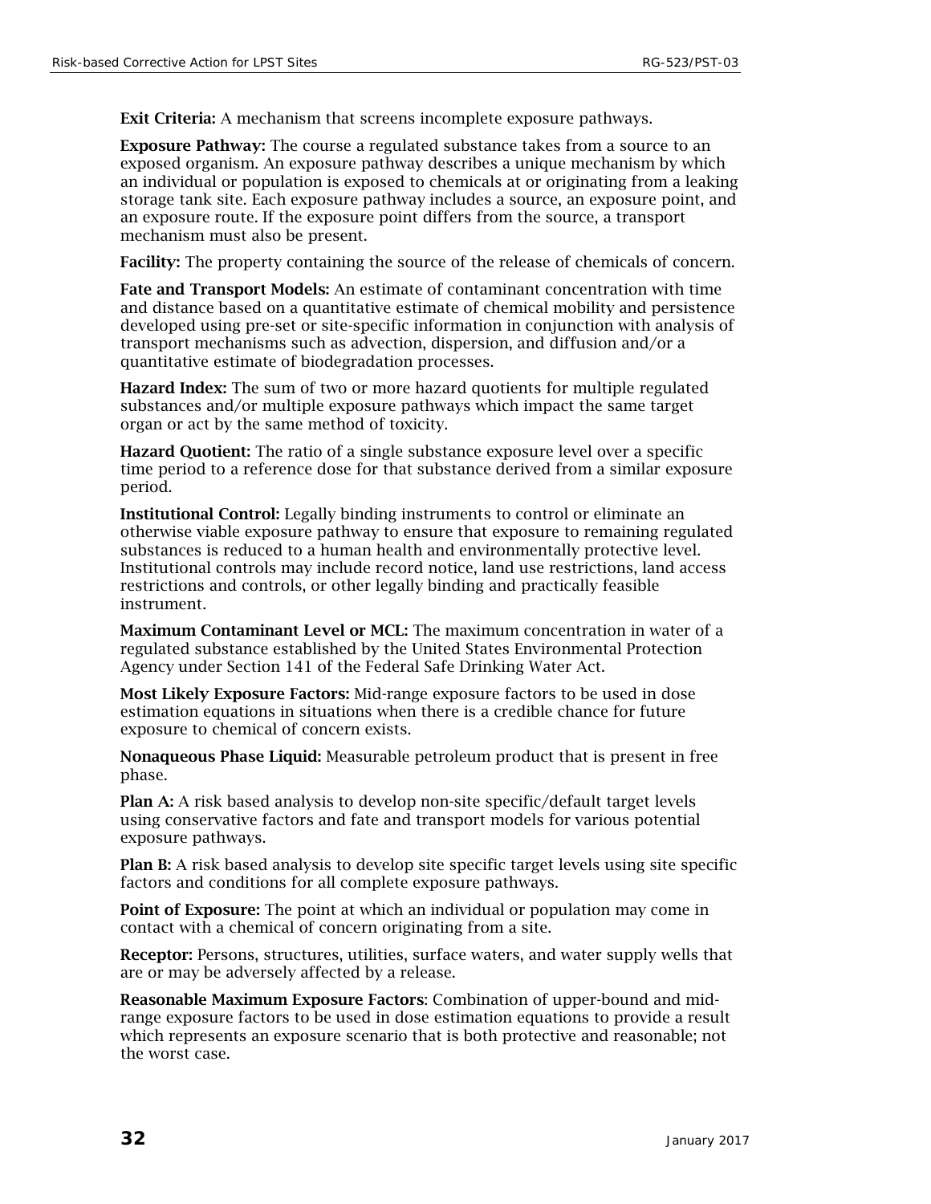**Exit Criteria:** A mechanism that screens incomplete exposure pathways.

**Exposure Pathway:** The course a regulated substance takes from a source to an exposed organism. An exposure pathway describes a unique mechanism by which an individual or population is exposed to chemicals at or originating from a leaking storage tank site. Each exposure pathway includes a source, an exposure point, and an exposure route. If the exposure point differs from the source, a transport mechanism must also be present.

**Facility:** The property containing the source of the release of chemicals of concern.

**Fate and Transport Models:** An estimate of contaminant concentration with time and distance based on a quantitative estimate of chemical mobility and persistence developed using pre-set or site-specific information in conjunction with analysis of transport mechanisms such as advection, dispersion, and diffusion and/or a quantitative estimate of biodegradation processes.

**Hazard Index:** The sum of two or more hazard quotients for multiple regulated substances and/or multiple exposure pathways which impact the same target organ or act by the same method of toxicity.

**Hazard Quotient:** The ratio of a single substance exposure level over a specific time period to a reference dose for that substance derived from a similar exposure period.

**Institutional Control:** Legally binding instruments to control or eliminate an otherwise viable exposure pathway to ensure that exposure to remaining regulated substances is reduced to a human health and environmentally protective level. Institutional controls may include record notice, land use restrictions, land access restrictions and controls, or other legally binding and practically feasible instrument.

**Maximum Contaminant Level or MCL:** The maximum concentration in water of a regulated substance established by the United States Environmental Protection Agency under Section 141 of the Federal Safe Drinking Water Act.

**Most Likely Exposure Factors:** Mid-range exposure factors to be used in dose estimation equations in situations when there is a credible chance for future exposure to chemical of concern exists.

**Nonaqueous Phase Liquid:** Measurable petroleum product that is present in free phase.

**Plan A:** A risk based analysis to develop non-site specific/default target levels using conservative factors and fate and transport models for various potential exposure pathways.

**Plan B:** A risk based analysis to develop site specific target levels using site specific factors and conditions for all complete exposure pathways.

**Point of Exposure:** The point at which an individual or population may come in contact with a chemical of concern originating from a site.

**Receptor:** Persons, structures, utilities, surface waters, and water supply wells that are or may be adversely affected by a release.

**Reasonable Maximum Exposure Factors**: Combination of upper-bound and mid-range exposure factors to be used in dose estimation equations to provide a result which represents an exposure scenario that is both protective and reasonable; not the worst case.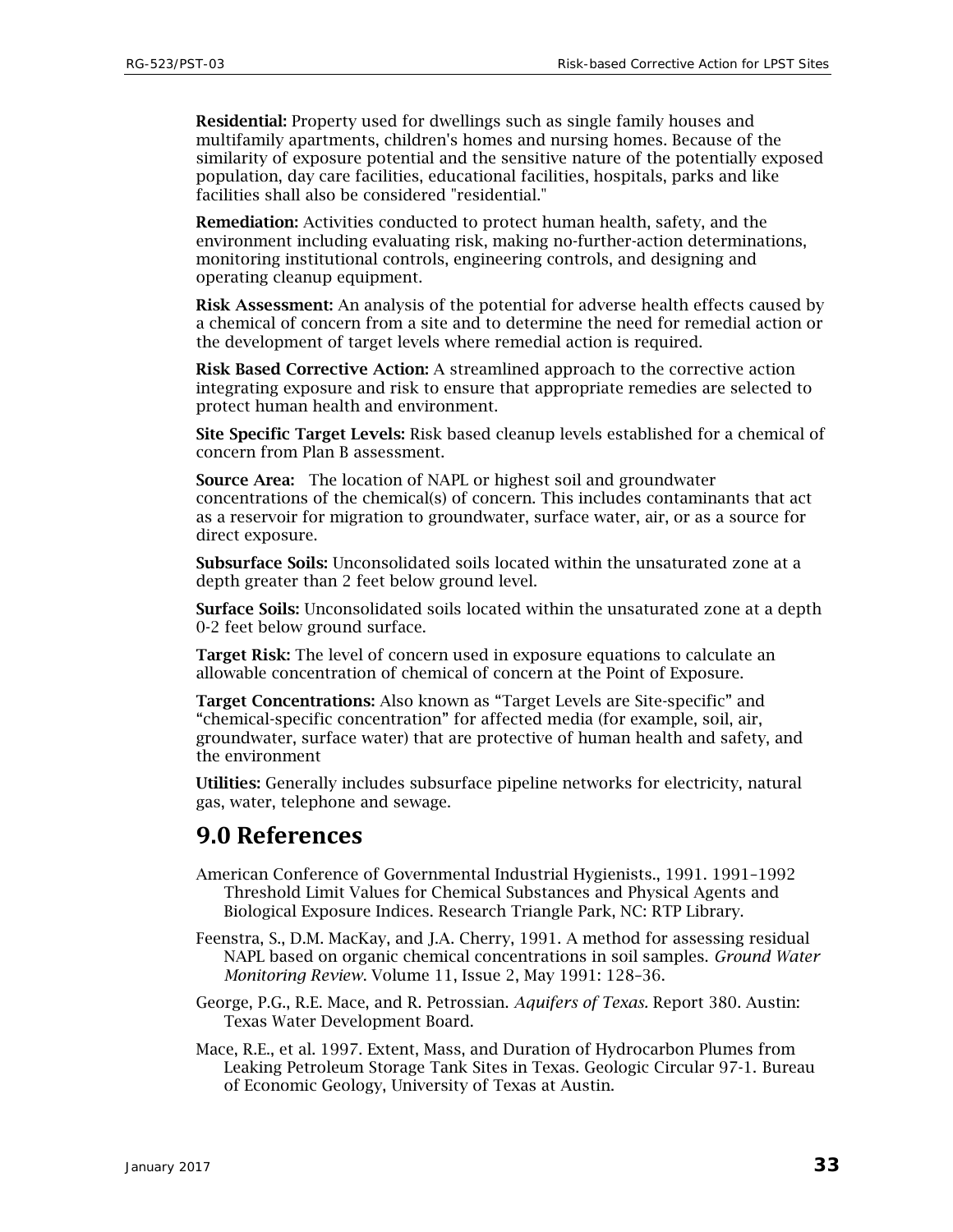**Residential:** Property used for dwellings such as single family houses and multifamily apartments, children's homes and nursing homes. Because of the similarity of exposure potential and the sensitive nature of the potentially exposed population, day care facilities, educational facilities, hospitals, parks and like facilities shall also be considered "residential."

**Remediation:** Activities conducted to protect human health, safety, and the environment including evaluating risk, making no-further-action determinations, monitoring institutional controls, engineering controls, and designing and operating cleanup equipment.

**Risk Assessment:** An analysis of the potential for adverse health effects caused by a chemical of concern from a site and to determine the need for remedial action or the development of target levels where remedial action is required.

**Risk Based Corrective Action:** A streamlined approach to the corrective action integrating exposure and risk to ensure that appropriate remedies are selected to protect human health and environment.

**Site Specific Target Levels:** Risk based cleanup levels established for a chemical of concern from Plan B assessment.

**Source Area:** The location of NAPL or highest soil and groundwater concentrations of the chemical(s) of concern. This includes contaminants that act as a reservoir for migration to groundwater, surface water, air, or as a source for direct exposure.

**Subsurface Soils:** Unconsolidated soils located within the unsaturated zone at a depth greater than 2 feet below ground level.

**Surface Soils:** Unconsolidated soils located within the unsaturated zone at a depth 0-2 feet below ground surface.

**Target Risk:** The level of concern used in exposure equations to calculate an allowable concentration of chemical of concern at the Point of Exposure.

**Target Concentrations:** Also known as "Target Levels are Site-specific" and "chemical-specific concentration" for affected media (for example, soil, air, groundwater, surface water) that are protective of human health and safety, and the environment

**Utilities:** Generally includes subsurface pipeline networks for electricity, natural gas, water, telephone and sewage.

# 9.0 References

American Conference of Governmental Industrial Hygienists., 1991. 1991–1992 Threshold Limit Values for Chemical Substances and Physical Agents and Biological Exposure Indices. Research Triangle Park, NC: RTP Library.

Feenstra, S., D.M. MacKay, and J.A. Cherry, 1991. A method for assessing residual NAPL based on organic chemical concentrations in soil samples. *Ground Water Monitoring Review*. Volume 11, Issue 2, May 1991: 128–36.

George, P.G., R.E. Mace, and R. Petrossian. *Aquifers of Texas.* Report 380. Austin: Texas Water Development Board.

Mace, R.E., et al. 1997. Extent, Mass, and Duration of Hydrocarbon Plumes from Leaking Petroleum Storage Tank Sites in Texas. Geologic Circular 97-1. Bureau of Economic Geology, University of Texas at Austin.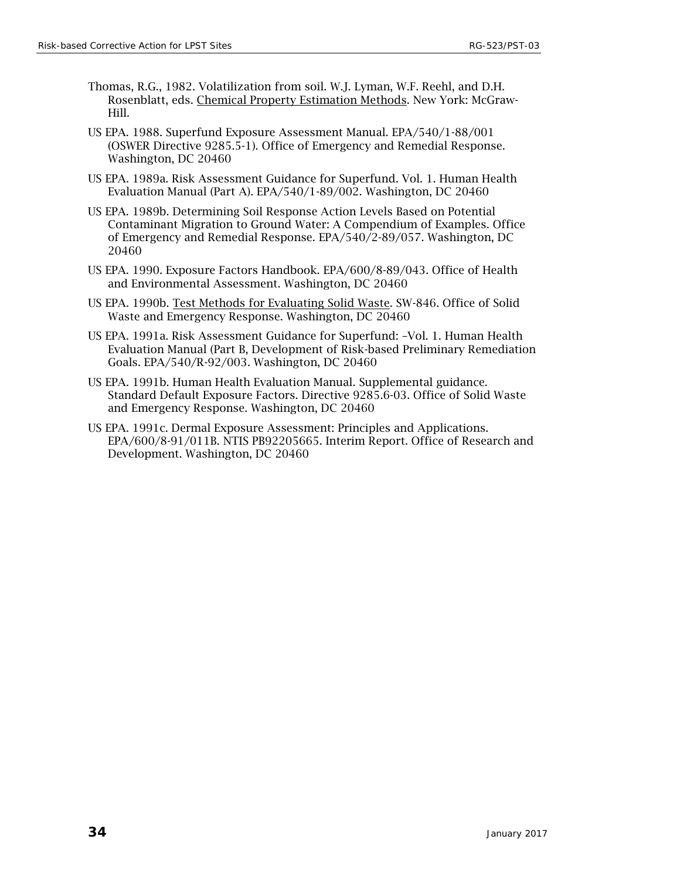Thomas, R.G., 1982. Volatilization from soil. W.J. Lyman, W.F. Reehl, and D.H. Rosenblatt, eds. Chemical Property Estimation Methods. New York: McGraw-Hill.

US EPA. 1988. Superfund Exposure Assessment Manual. EPA/540/1-88/001 (OSWER Directive 9285.5-1). Office of Emergency and Remedial Response. Washington, DC 20460

US EPA. 1989a. Risk Assessment Guidance for Superfund. Vol. 1. Human Health Evaluation Manual (Part A). EPA/540/1-89/002. Washington, DC 20460

US EPA. 1989b. Determining Soil Response Action Levels Based on Potential Contaminant Migration to Ground Water: A Compendium of Examples. Office of Emergency and Remedial Response. EPA/540/2-89/057. Washington, DC 20460

US EPA. 1990. Exposure Factors Handbook. EPA/600/8-89/043. Office of Health and Environmental Assessment. Washington, DC 20460

US EPA. 1990b. Test Methods for Evaluating Solid Waste. SW-846. Office of Solid Waste and Emergency Response. Washington, DC 20460

US EPA. 1991a. Risk Assessment Guidance for Superfund: –Vol. 1. Human Health Evaluation Manual (Part B, Development of Risk-based Preliminary Remediation Goals. EPA/540/R-92/003. Washington, DC 20460

US EPA. 1991b. Human Health Evaluation Manual. Supplemental guidance. Standard Default Exposure Factors. Directive 9285.6-03. Office of Solid Waste and Emergency Response. Washington, DC 20460

US EPA. 1991c. Dermal Exposure Assessment: Principles and Applications. EPA/600/8-91/011B. NTIS PB92205665. Interim Report. Office of Research and Development. Washington, DC 20460